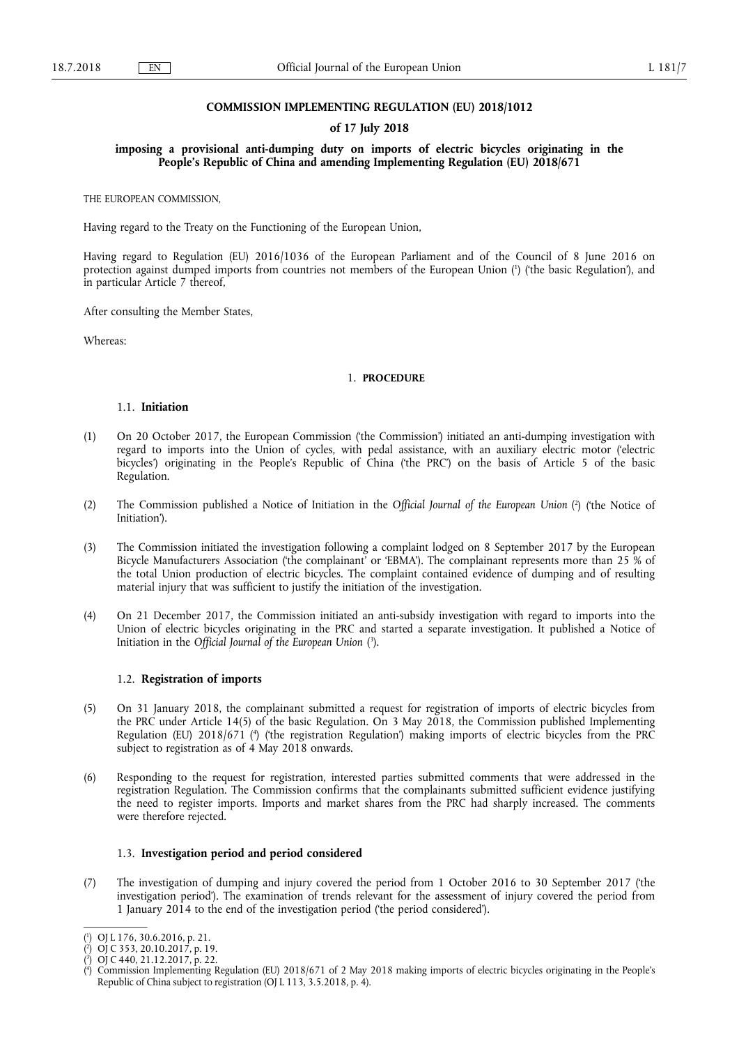# COMMISSION IMPLEMENTING REGULATION (EU) 2018/1012

## of 17 July 2018

## imposing a provisional anti-dumping duty on imports of electric bicycles originating in the People's Republic of China and amending Implementing Regulation (EU) 2018/671

THE EUROPEAN COMMISSION,

Having regard to the Treaty on the Functioning of the European Union,

Having regard to Regulation (EU) 2016/1036 of the European Parliament and of the Council of 8 June 2016 on protection against dumped imports from countries not members of the European Union [1] ('the basic Regulation'), and in particular Article 7 thereof,

After consulting the Member States,

Whereas:

### 1. PROCEDURE

#### 1.1. Initiation

(1) On 20 October 2017, the European Commission ('the Commission') initiated an anti-dumping investigation with regard to imports into the Union of cycles, with pedal assistance, with an auxiliary electric motor ('electric bicycles') originating in the People's Republic of China ('the PRC') on the basis of Article 5 of the basic Regulation.

(2) The Commission published a Notice of Initiation in the *Official Journal of the European Union* [2] ('the Notice of Initiation').

(3) The Commission initiated the investigation following a complaint lodged on 8 September 2017 by the European Bicycle Manufacturers Association ('the complainant' or 'EBMA'). The complainant represents more than 25 % of the total Union production of electric bicycles. The complaint contained evidence of dumping and of resulting material injury that was sufficient to justify the initiation of the investigation.

(4) On 21 December 2017, the Commission initiated an anti-subsidy investigation with regard to imports into the Union of electric bicycles originating in the PRC and started a separate investigation. It published a Notice of Initiation in the *Official Journal of the European Union* [3].

#### 1.2. Registration of imports

(5) On 31 January 2018, the complainant submitted a request for registration of imports of electric bicycles from the PRC under Article 14(5) of the basic Regulation. On 3 May 2018, the Commission published Implementing Regulation (EU) 2018/671 [4] ('the registration Regulation') making imports of electric bicycles from the PRC subject to registration as of 4 May 2018 onwards.

(6) Responding to the request for registration, interested parties submitted comments that were addressed in the registration Regulation. The Commission confirms that the complainants submitted sufficient evidence justifying the need to register imports. Imports and market shares from the PRC had sharply increased. The comments were therefore rejected.

#### 1.3. Investigation period and period considered

(7) The investigation of dumping and injury covered the period from 1 October 2016 to 30 September 2017 ('the investigation period'). The examination of trends relevant for the assessment of injury covered the period from 1 January 2014 to the end of the investigation period ('the period considered').

---

[1] OJ L 176, 30.6.2016, p. 21.

[2] OJ C 353, 20.10.2017, p. 19.

[3] OJ C 440, 21.12.2017, p. 22.

[4] Commission Implementing Regulation (EU) 2018/671 of 2 May 2018 making imports of electric bicycles originating in the People's Republic of China subject to registration (OJ L 113, 3.5.2018, p. 4).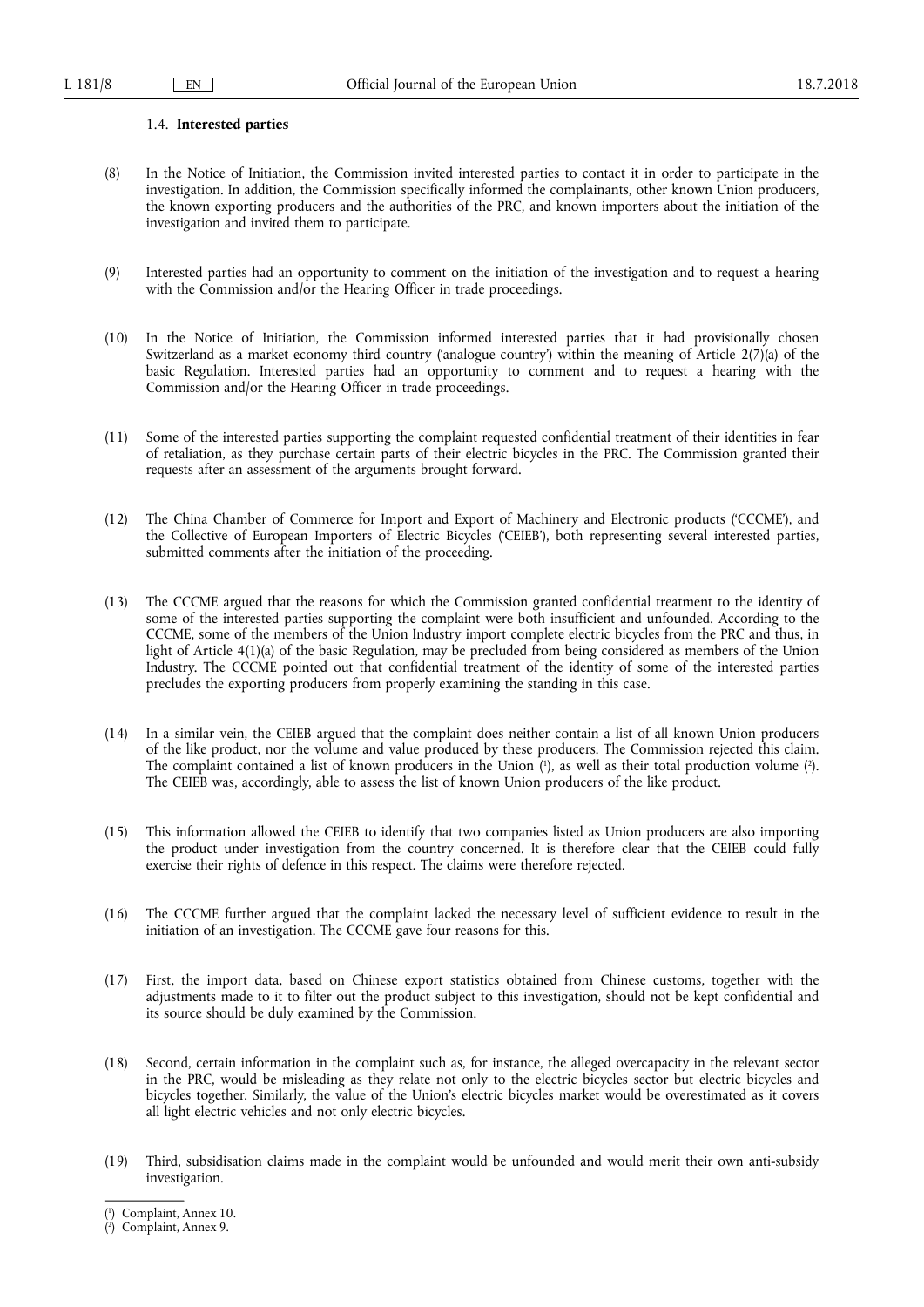### 1.4. **Interested parties**

(8) In the Notice of Initiation, the Commission invited interested parties to contact it in order to participate in the investigation. In addition, the Commission specifically informed the complainants, other known Union producers, the known exporting producers and the authorities of the PRC, and known importers about the initiation of the investigation and invited them to participate.

(9) Interested parties had an opportunity to comment on the initiation of the investigation and to request a hearing with the Commission and/or the Hearing Officer in trade proceedings.

(10) In the Notice of Initiation, the Commission informed interested parties that it had provisionally chosen Switzerland as a market economy third country ('analogue country') within the meaning of Article 2(7)(a) of the basic Regulation. Interested parties had an opportunity to comment and to request a hearing with the Commission and/or the Hearing Officer in trade proceedings.

(11) Some of the interested parties supporting the complaint requested confidential treatment of their identities in fear of retaliation, as they purchase certain parts of their electric bicycles in the PRC. The Commission granted their requests after an assessment of the arguments brought forward.

(12) The China Chamber of Commerce for Import and Export of Machinery and Electronic products ('CCCME'), and the Collective of European Importers of Electric Bicycles ('CEIEB'), both representing several interested parties, submitted comments after the initiation of the proceeding.

(13) The CCCME argued that the reasons for which the Commission granted confidential treatment to the identity of some of the interested parties supporting the complaint were both insufficient and unfounded. According to the CCCME, some of the members of the Union Industry import complete electric bicycles from the PRC and thus, in light of Article 4(1)(a) of the basic Regulation, may be precluded from being considered as members of the Union Industry. The CCCME pointed out that confidential treatment of the identity of some of the interested parties precludes the exporting producers from properly examining the standing in this case.

(14) In a similar vein, the CEIEB argued that the complaint does neither contain a list of all known Union producers of the like product, nor the volume and value produced by these producers. The Commission rejected this claim. The complaint contained a list of known producers in the Union [1], as well as their total production volume [2]. The CEIEB was, accordingly, able to assess the list of known Union producers of the like product.

(15) This information allowed the CEIEB to identify that two companies listed as Union producers are also importing the product under investigation from the country concerned. It is therefore clear that the CEIEB could fully exercise their rights of defence in this respect. The claims were therefore rejected.

(16) The CCCME further argued that the complaint lacked the necessary level of sufficient evidence to result in the initiation of an investigation. The CCCME gave four reasons for this.

(17) First, the import data, based on Chinese export statistics obtained from Chinese customs, together with the adjustments made to it to filter out the product subject to this investigation, should not be kept confidential and its source should be duly examined by the Commission.

(18) Second, certain information in the complaint such as, for instance, the alleged overcapacity in the relevant sector in the PRC, would be misleading as they relate not only to the electric bicycles sector but electric bicycles and bicycles together. Similarly, the value of the Union's electric bicycles market would be overestimated as it covers all light electric vehicles and not only electric bicycles.

(19) Third, subsidisation claims made in the complaint would be unfounded and would merit their own anti-subsidy investigation.

---

[1] Complaint, Annex 10.

[2] Complaint, Annex 9.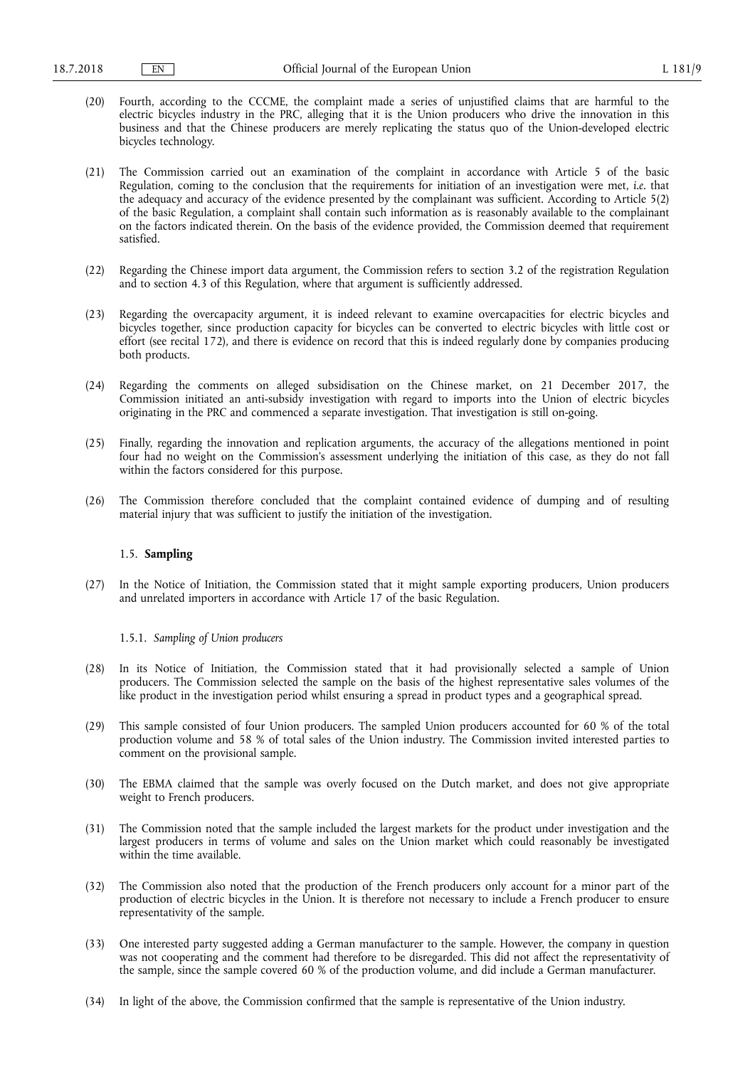(20) Fourth, according to the CCCME, the complaint made a series of unjustified claims that are harmful to the electric bicycles industry in the PRC, alleging that it is the Union producers who drive the innovation in this business and that the Chinese producers are merely replicating the status quo of the Union-developed electric bicycles technology.

(21) The Commission carried out an examination of the complaint in accordance with Article 5 of the basic Regulation, coming to the conclusion that the requirements for initiation of an investigation were met, *i.e.* that the adequacy and accuracy of the evidence presented by the complainant was sufficient. According to Article 5(2) of the basic Regulation, a complaint shall contain such information as is reasonably available to the complainant on the factors indicated therein. On the basis of the evidence provided, the Commission deemed that requirement satisfied.

(22) Regarding the Chinese import data argument, the Commission refers to section 3.2 of the registration Regulation and to section 4.3 of this Regulation, where that argument is sufficiently addressed.

(23) Regarding the overcapacity argument, it is indeed relevant to examine overcapacities for electric bicycles and bicycles together, since production capacity for bicycles can be converted to electric bicycles with little cost or effort (see recital 172), and there is evidence on record that this is indeed regularly done by companies producing both products.

(24) Regarding the comments on alleged subsidisation on the Chinese market, on 21 December 2017, the Commission initiated an anti-subsidy investigation with regard to imports into the Union of electric bicycles originating in the PRC and commenced a separate investigation. That investigation is still on-going.

(25) Finally, regarding the innovation and replication arguments, the accuracy of the allegations mentioned in point four had no weight on the Commission's assessment underlying the initiation of this case, as they do not fall within the factors considered for this purpose.

(26) The Commission therefore concluded that the complaint contained evidence of dumping and of resulting material injury that was sufficient to justify the initiation of the investigation.

### 1.5. **Sampling**

(27) In the Notice of Initiation, the Commission stated that it might sample exporting producers, Union producers and unrelated importers in accordance with Article 17 of the basic Regulation.

#### 1.5.1. *Sampling of Union producers*

(28) In its Notice of Initiation, the Commission stated that it had provisionally selected a sample of Union producers. The Commission selected the sample on the basis of the highest representative sales volumes of the like product in the investigation period whilst ensuring a spread in product types and a geographical spread.

(29) This sample consisted of four Union producers. The sampled Union producers accounted for 60 % of the total production volume and 58 % of total sales of the Union industry. The Commission invited interested parties to comment on the provisional sample.

(30) The EBMA claimed that the sample was overly focused on the Dutch market, and does not give appropriate weight to French producers.

(31) The Commission noted that the sample included the largest markets for the product under investigation and the largest producers in terms of volume and sales on the Union market which could reasonably be investigated within the time available.

(32) The Commission also noted that the production of the French producers only account for a minor part of the production of electric bicycles in the Union. It is therefore not necessary to include a French producer to ensure representativity of the sample.

(33) One interested party suggested adding a German manufacturer to the sample. However, the company in question was not cooperating and the comment had therefore to be disregarded. This did not affect the representativity of the sample, since the sample covered 60 % of the production volume, and did include a German manufacturer.

(34) In light of the above, the Commission confirmed that the sample is representative of the Union industry.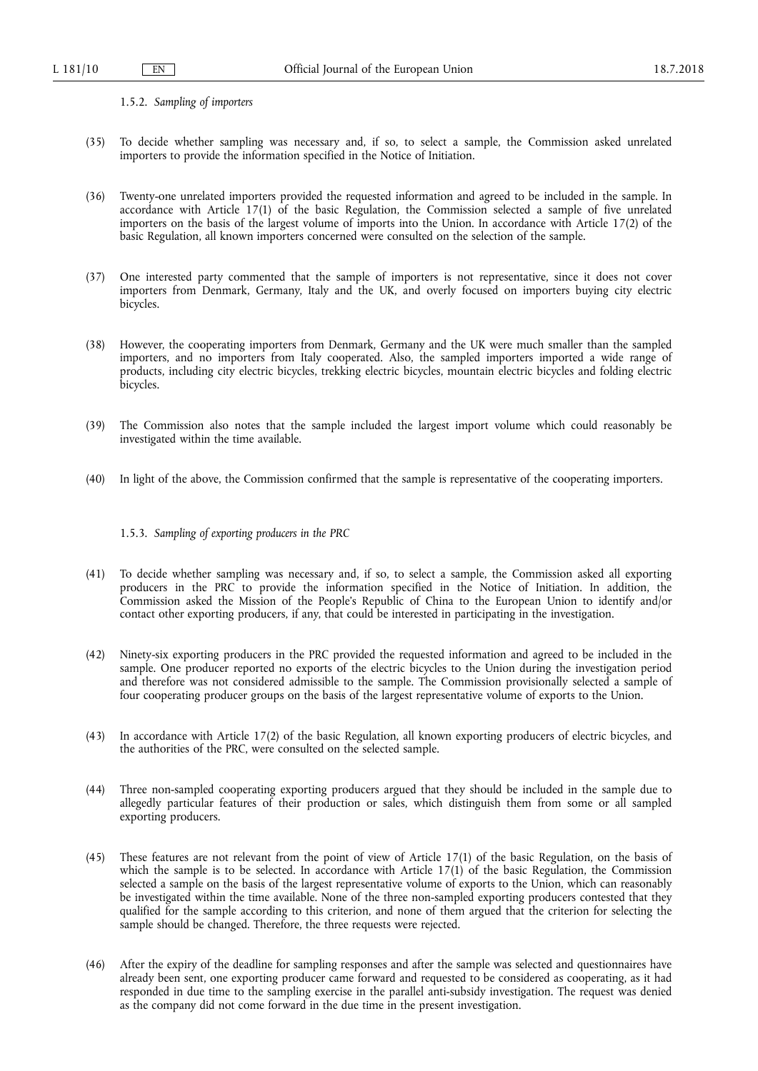#### 1.5.2. *Sampling of importers*

(35) To decide whether sampling was necessary and, if so, to select a sample, the Commission asked unrelated importers to provide the information specified in the Notice of Initiation.

(36) Twenty-one unrelated importers provided the requested information and agreed to be included in the sample. In accordance with Article 17(1) of the basic Regulation, the Commission selected a sample of five unrelated importers on the basis of the largest volume of imports into the Union. In accordance with Article 17(2) of the basic Regulation, all known importers concerned were consulted on the selection of the sample.

(37) One interested party commented that the sample of importers is not representative, since it does not cover importers from Denmark, Germany, Italy and the UK, and overly focused on importers buying city electric bicycles.

(38) However, the cooperating importers from Denmark, Germany and the UK were much smaller than the sampled importers, and no importers from Italy cooperated. Also, the sampled importers imported a wide range of products, including city electric bicycles, trekking electric bicycles, mountain electric bicycles and folding electric bicycles.

(39) The Commission also notes that the sample included the largest import volume which could reasonably be investigated within the time available.

(40) In light of the above, the Commission confirmed that the sample is representative of the cooperating importers.

#### 1.5.3. *Sampling of exporting producers in the PRC*

(41) To decide whether sampling was necessary and, if so, to select a sample, the Commission asked all exporting producers in the PRC to provide the information specified in the Notice of Initiation. In addition, the Commission asked the Mission of the People's Republic of China to the European Union to identify and/or contact other exporting producers, if any, that could be interested in participating in the investigation.

(42) Ninety-six exporting producers in the PRC provided the requested information and agreed to be included in the sample. One producer reported no exports of the electric bicycles to the Union during the investigation period and therefore was not considered admissible to the sample. The Commission provisionally selected a sample of four cooperating producer groups on the basis of the largest representative volume of exports to the Union.

(43) In accordance with Article 17(2) of the basic Regulation, all known exporting producers of electric bicycles, and the authorities of the PRC, were consulted on the selected sample.

(44) Three non-sampled cooperating exporting producers argued that they should be included in the sample due to allegedly particular features of their production or sales, which distinguish them from some or all sampled exporting producers.

(45) These features are not relevant from the point of view of Article 17(1) of the basic Regulation, on the basis of which the sample is to be selected. In accordance with Article 17(1) of the basic Regulation, the Commission selected a sample on the basis of the largest representative volume of exports to the Union, which can reasonably be investigated within the time available. None of the three non-sampled exporting producers contested that they qualified for the sample according to this criterion, and none of them argued that the criterion for selecting the sample should be changed. Therefore, the three requests were rejected.

(46) After the expiry of the deadline for sampling responses and after the sample was selected and questionnaires have already been sent, one exporting producer came forward and requested to be considered as cooperating, as it had responded in due time to the sampling exercise in the parallel anti-subsidy investigation. The request was denied as the company did not come forward in the due time in the present investigation.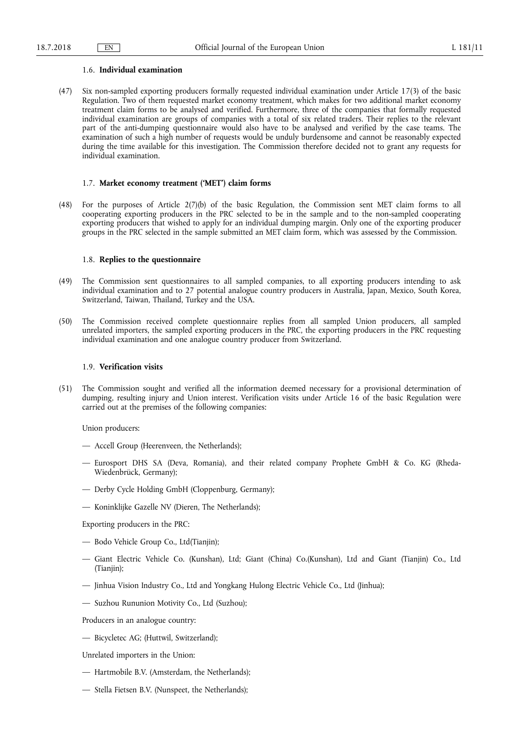### 1.6. **Individual examination**

(47) Six non-sampled exporting producers formally requested individual examination under Article 17(3) of the basic Regulation. Two of them requested market economy treatment, which makes for two additional market economy treatment claim forms to be analysed and verified. Furthermore, three of the companies that formally requested individual examination are groups of companies with a total of six related traders. Their replies to the relevant part of the anti-dumping questionnaire would also have to be analysed and verified by the case teams. The examination of such a high number of requests would be unduly burdensome and cannot be reasonably expected during the time available for this investigation. The Commission therefore decided not to grant any requests for individual examination.

### 1.7. **Market economy treatment ('MET') claim forms**

(48) For the purposes of Article 2(7)(b) of the basic Regulation, the Commission sent MET claim forms to all cooperating exporting producers in the PRC selected to be in the sample and to the non-sampled cooperating exporting producers that wished to apply for an individual dumping margin. Only one of the exporting producer groups in the PRC selected in the sample submitted an MET claim form, which was assessed by the Commission.

### 1.8. **Replies to the questionnaire**

(49) The Commission sent questionnaires to all sampled companies, to all exporting producers intending to ask individual examination and to 27 potential analogue country producers in Australia, Japan, Mexico, South Korea, Switzerland, Taiwan, Thailand, Turkey and the USA.

(50) The Commission received complete questionnaire replies from all sampled Union producers, all sampled unrelated importers, the sampled exporting producers in the PRC, the exporting producers in the PRC requesting individual examination and one analogue country producer from Switzerland.

### 1.9. **Verification visits**

(51) The Commission sought and verified all the information deemed necessary for a provisional determination of dumping, resulting injury and Union interest. Verification visits under Article 16 of the basic Regulation were carried out at the premises of the following companies:

Union producers:

- Accell Group (Heerenveen, the Netherlands);
- Eurosport DHS SA (Deva, Romania), and their related company Prophete GmbH & Co. KG (Rheda-Wiedenbrück, Germany);
- Derby Cycle Holding GmbH (Cloppenburg, Germany);
- Koninklijke Gazelle NV (Dieren, The Netherlands);

Exporting producers in the PRC:

- Bodo Vehicle Group Co., Ltd(Tianjin);
- Giant Electric Vehicle Co. (Kunshan), Ltd; Giant (China) Co.(Kunshan), Ltd and Giant (Tianjin) Co., Ltd (Tianjin);
- Jinhua Vision Industry Co., Ltd and Yongkang Hulong Electric Vehicle Co., Ltd (Jinhua);
- Suzhou Rununion Motivity Co., Ltd (Suzhou);

Producers in an analogue country:

- Bicycletec AG; (Huttwil, Switzerland);

Unrelated importers in the Union:

- Hartmobile B.V. (Amsterdam, the Netherlands);
- Stella Fietsen B.V. (Nunspeet, the Netherlands);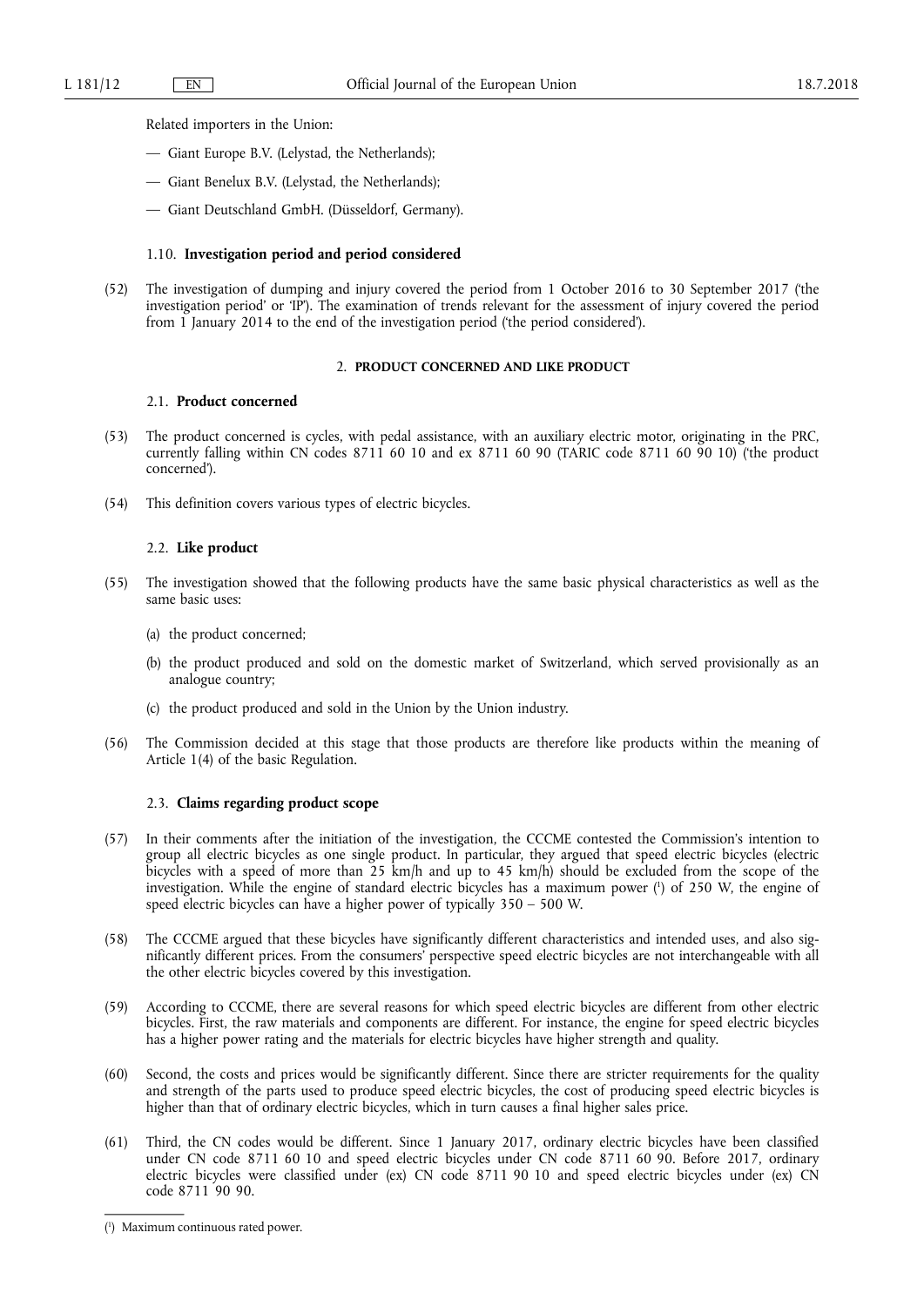Related importers in the Union:

— Giant Europe B.V. (Lelystad, the Netherlands);

— Giant Benelux B.V. (Lelystad, the Netherlands);

— Giant Deutschland GmbH. (Düsseldorf, Germany).

### 1.10. **Investigation period and period considered**

(52) The investigation of dumping and injury covered the period from 1 October 2016 to 30 September 2017 ('the investigation period' or 'IP'). The examination of trends relevant for the assessment of injury covered the period from 1 January 2014 to the end of the investigation period ('the period considered').

## 2. PRODUCT CONCERNED AND LIKE PRODUCT

### 2.1. **Product concerned**

(53) The product concerned is cycles, with pedal assistance, with an auxiliary electric motor, originating in the PRC, currently falling within CN codes 8711 60 10 and ex 8711 60 90 (TARIC code 8711 60 90 10) ('the product concerned').

(54) This definition covers various types of electric bicycles.

### 2.2. **Like product**

(55) The investigation showed that the following products have the same basic physical characteristics as well as the same basic uses:

(a) the product concerned;

(b) the product produced and sold on the domestic market of Switzerland, which served provisionally as an analogue country;

(c) the product produced and sold in the Union by the Union industry.

(56) The Commission decided at this stage that those products are therefore like products within the meaning of Article 1(4) of the basic Regulation.

### 2.3. **Claims regarding product scope**

(57) In their comments after the initiation of the investigation, the CCCME contested the Commission's intention to group all electric bicycles as one single product. In particular, they argued that speed electric bicycles (electric bicycles with a speed of more than 25 km/h and up to 45 km/h) should be excluded from the scope of the investigation. While the engine of standard electric bicycles has a maximum power [1] of 250 W, the engine of speed electric bicycles can have a higher power of typically 350 – 500 W.

(58) The CCCME argued that these bicycles have significantly different characteristics and intended uses, and also significantly different prices. From the consumers' perspective speed electric bicycles are not interchangeable with all the other electric bicycles covered by this investigation.

(59) According to CCCME, there are several reasons for which speed electric bicycles are different from other electric bicycles. First, the raw materials and components are different. For instance, the engine for speed electric bicycles has a higher power rating and the materials for electric bicycles have higher strength and quality.

(60) Second, the costs and prices would be significantly different. Since there are stricter requirements for the quality and strength of the parts used to produce speed electric bicycles, the cost of producing speed electric bicycles is higher than that of ordinary electric bicycles, which in turn causes a final higher sales price.

(61) Third, the CN codes would be different. Since 1 January 2017, ordinary electric bicycles have been classified under CN code 8711 60 10 and speed electric bicycles under CN code 8711 60 90. Before 2017, ordinary electric bicycles were classified under (ex) CN code 8711 90 10 and speed electric bicycles under (ex) CN code 8711 90 90.

---

[1] Maximum continuous rated power.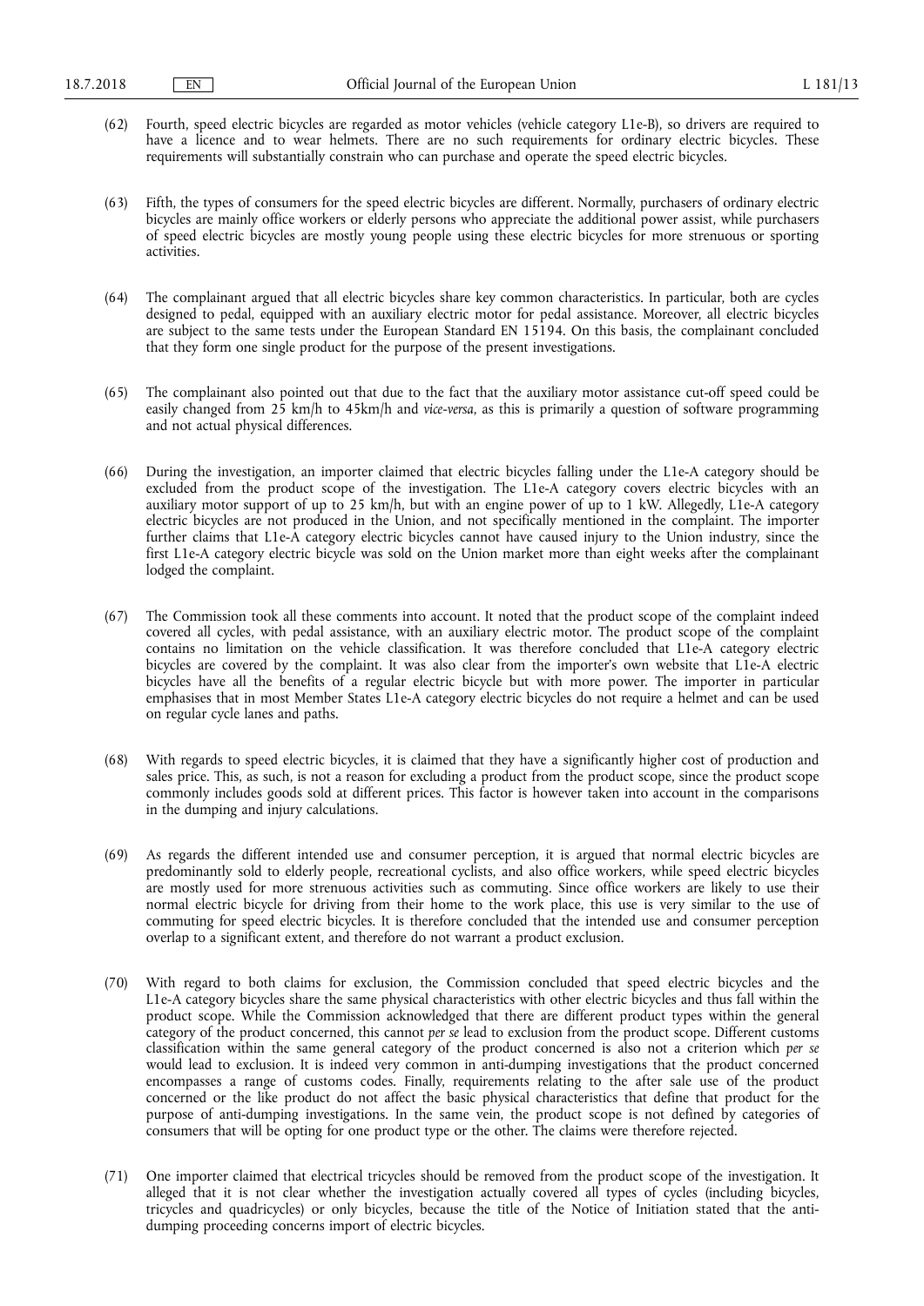(62) Fourth, speed electric bicycles are regarded as motor vehicles (vehicle category L1e-B), so drivers are required to have a licence and to wear helmets. There are no such requirements for ordinary electric bicycles. These requirements will substantially constrain who can purchase and operate the speed electric bicycles.

(63) Fifth, the types of consumers for the speed electric bicycles are different. Normally, purchasers of ordinary electric bicycles are mainly office workers or elderly persons who appreciate the additional power assist, while purchasers of speed electric bicycles are mostly young people using these electric bicycles for more strenuous or sporting activities.

(64) The complainant argued that all electric bicycles share key common characteristics. In particular, both are cycles designed to pedal, equipped with an auxiliary electric motor for pedal assistance. Moreover, all electric bicycles are subject to the same tests under the European Standard EN 15194. On this basis, the complainant concluded that they form one single product for the purpose of the present investigations.

(65) The complainant also pointed out that due to the fact that the auxiliary motor assistance cut-off speed could be easily changed from 25 km/h to 45km/h and *vice-versa*, as this is primarily a question of software programming and not actual physical differences.

(66) During the investigation, an importer claimed that electric bicycles falling under the L1e-A category should be excluded from the product scope of the investigation. The L1e-A category covers electric bicycles with an auxiliary motor support of up to 25 km/h, but with an engine power of up to 1 kW. Allegedly, L1e-A category electric bicycles are not produced in the Union, and not specifically mentioned in the complaint. The importer further claims that L1e-A category electric bicycles cannot have caused injury to the Union industry, since the first L1e-A category electric bicycle was sold on the Union market more than eight weeks after the complainant lodged the complaint.

(67) The Commission took all these comments into account. It noted that the product scope of the complaint indeed covered all cycles, with pedal assistance, with an auxiliary electric motor. The product scope of the complaint contains no limitation on the vehicle classification. It was therefore concluded that L1e-A category electric bicycles are covered by the complaint. It was also clear from the importer's own website that L1e-A electric bicycles have all the benefits of a regular electric bicycle but with more power. The importer in particular emphasises that in most Member States L1e-A category electric bicycles do not require a helmet and can be used on regular cycle lanes and paths.

(68) With regards to speed electric bicycles, it is claimed that they have a significantly higher cost of production and sales price. This, as such, is not a reason for excluding a product from the product scope, since the product scope commonly includes goods sold at different prices. This factor is however taken into account in the comparisons in the dumping and injury calculations.

(69) As regards the different intended use and consumer perception, it is argued that normal electric bicycles are predominantly sold to elderly people, recreational cyclists, and also office workers, while speed electric bicycles are mostly used for more strenuous activities such as commuting. Since office workers are likely to use their normal electric bicycle for driving from their home to the work place, this use is very similar to the use of commuting for speed electric bicycles. It is therefore concluded that the intended use and consumer perception overlap to a significant extent, and therefore do not warrant a product exclusion.

(70) With regard to both claims for exclusion, the Commission concluded that speed electric bicycles and the L1e-A category bicycles share the same physical characteristics with other electric bicycles and thus fall within the product scope. While the Commission acknowledged that there are different product types within the general category of the product concerned, this cannot *per se* lead to exclusion from the product scope. Different customs classification within the same general category of the product concerned is also not a criterion which *per se* would lead to exclusion. It is indeed very common in anti-dumping investigations that the product concerned encompasses a range of customs codes. Finally, requirements relating to the after sale use of the product concerned or the like product do not affect the basic physical characteristics that define that product for the purpose of anti-dumping investigations. In the same vein, the product scope is not defined by categories of consumers that will be opting for one product type or the other. The claims were therefore rejected.

(71) One importer claimed that electrical tricycles should be removed from the product scope of the investigation. It alleged that it is not clear whether the investigation actually covered all types of cycles (including bicycles, tricycles and quadricycles) or only bicycles, because the title of the Notice of Initiation stated that the anti-dumping proceeding concerns import of electric bicycles.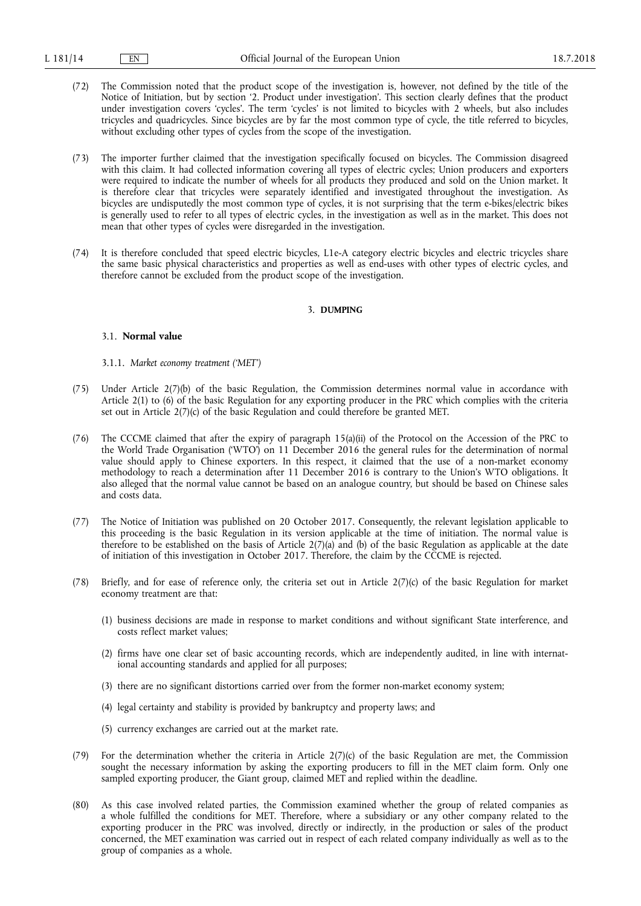(72) The Commission noted that the product scope of the investigation is, however, not defined by the title of the Notice of Initiation, but by section '2. Product under investigation'. This section clearly defines that the product under investigation covers 'cycles'. The term 'cycles' is not limited to bicycles with 2 wheels, but also includes tricycles and quadricycles. Since bicycles are by far the most common type of cycle, the title referred to bicycles, without excluding other types of cycles from the scope of the investigation.

(73) The importer further claimed that the investigation specifically focused on bicycles. The Commission disagreed with this claim. It had collected information covering all types of electric cycles; Union producers and exporters were required to indicate the number of wheels for all products they produced and sold on the Union market. It is therefore clear that tricycles were separately identified and investigated throughout the investigation. As bicycles are undisputedly the most common type of cycles, it is not surprising that the term e-bikes/electric bikes is generally used to refer to all types of electric cycles, in the investigation as well as in the market. This does not mean that other types of cycles were disregarded in the investigation.

(74) It is therefore concluded that speed electric bicycles, L1e-A category electric bicycles and electric tricycles share the same basic physical characteristics and properties as well as end-uses with other types of electric cycles, and therefore cannot be excluded from the product scope of the investigation.

## 3. DUMPING

### 3.1. Normal value

#### 3.1.1. *Market economy treatment ('MET')*

(75) Under Article 2(7)(b) of the basic Regulation, the Commission determines normal value in accordance with Article 2(1) to (6) of the basic Regulation for any exporting producer in the PRC which complies with the criteria set out in Article 2(7)(c) of the basic Regulation and could therefore be granted MET.

(76) The CCCME claimed that after the expiry of paragraph 15(a)(ii) of the Protocol on the Accession of the PRC to the World Trade Organisation ('WTO') on 11 December 2016 the general rules for the determination of normal value should apply to Chinese exporters. In this respect, it claimed that the use of a non-market economy methodology to reach a determination after 11 December 2016 is contrary to the Union's WTO obligations. It also alleged that the normal value cannot be based on an analogue country, but should be based on Chinese sales and costs data.

(77) The Notice of Initiation was published on 20 October 2017. Consequently, the relevant legislation applicable to this proceeding is the basic Regulation in its version applicable at the time of initiation. The normal value is therefore to be established on the basis of Article 2(7)(a) and (b) of the basic Regulation as applicable at the date of initiation of this investigation in October 2017. Therefore, the claim by the CCCME is rejected.

(78) Briefly, and for ease of reference only, the criteria set out in Article 2(7)(c) of the basic Regulation for market economy treatment are that:

(1) business decisions are made in response to market conditions and without significant State interference, and costs reflect market values;

(2) firms have one clear set of basic accounting records, which are independently audited, in line with international accounting standards and applied for all purposes;

(3) there are no significant distortions carried over from the former non-market economy system;

(4) legal certainty and stability is provided by bankruptcy and property laws; and

(5) currency exchanges are carried out at the market rate.

(79) For the determination whether the criteria in Article 2(7)(c) of the basic Regulation are met, the Commission sought the necessary information by asking the exporting producers to fill in the MET claim form. Only one sampled exporting producer, the Giant group, claimed MET and replied within the deadline.

(80) As this case involved related parties, the Commission examined whether the group of related companies as a whole fulfilled the conditions for MET. Therefore, where a subsidiary or any other company related to the exporting producer in the PRC was involved, directly or indirectly, in the production or sales of the product concerned, the MET examination was carried out in respect of each related company individually as well as to the group of companies as a whole.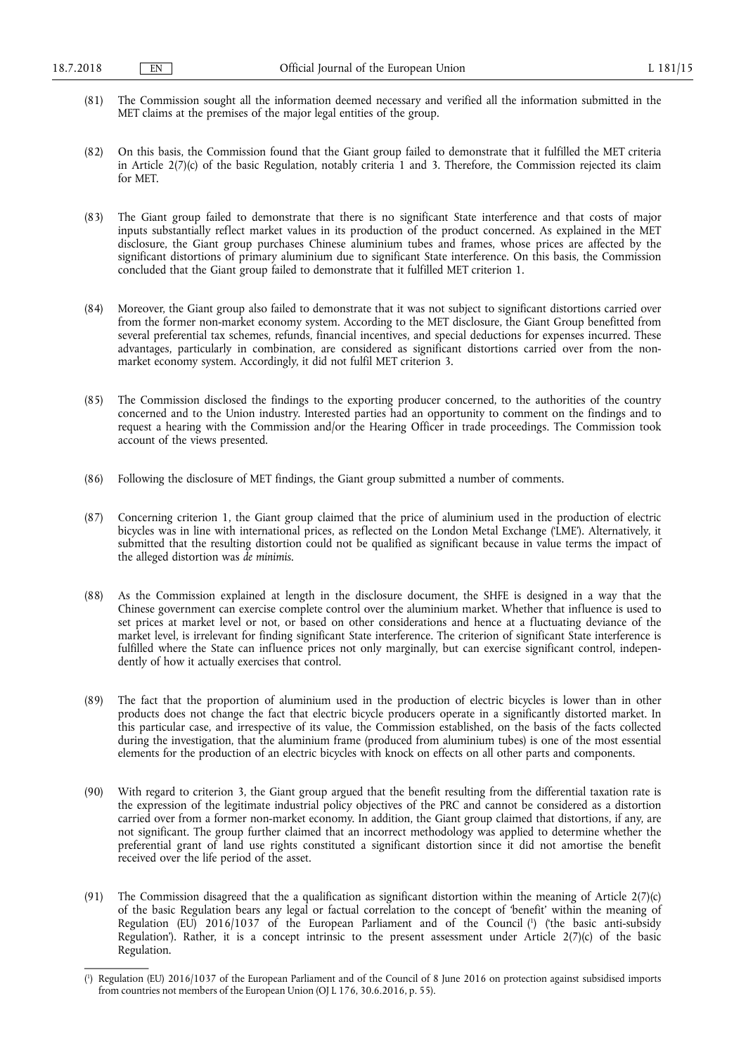(81) The Commission sought all the information deemed necessary and verified all the information submitted in the MET claims at the premises of the major legal entities of the group.

(82) On this basis, the Commission found that the Giant group failed to demonstrate that it fulfilled the MET criteria in Article 2(7)(c) of the basic Regulation, notably criteria 1 and 3. Therefore, the Commission rejected its claim for MET.

(83) The Giant group failed to demonstrate that there is no significant State interference and that costs of major inputs substantially reflect market values in its production of the product concerned. As explained in the MET disclosure, the Giant group purchases Chinese aluminium tubes and frames, whose prices are affected by the significant distortions of primary aluminium due to significant State interference. On this basis, the Commission concluded that the Giant group failed to demonstrate that it fulfilled MET criterion 1.

(84) Moreover, the Giant group also failed to demonstrate that it was not subject to significant distortions carried over from the former non-market economy system. According to the MET disclosure, the Giant Group benefitted from several preferential tax schemes, refunds, financial incentives, and special deductions for expenses incurred. These advantages, particularly in combination, are considered as significant distortions carried over from the non-market economy system. Accordingly, it did not fulfil MET criterion 3.

(85) The Commission disclosed the findings to the exporting producer concerned, to the authorities of the country concerned and to the Union industry. Interested parties had an opportunity to comment on the findings and to request a hearing with the Commission and/or the Hearing Officer in trade proceedings. The Commission took account of the views presented.

(86) Following the disclosure of MET findings, the Giant group submitted a number of comments.

(87) Concerning criterion 1, the Giant group claimed that the price of aluminium used in the production of electric bicycles was in line with international prices, as reflected on the London Metal Exchange ('LME'). Alternatively, it submitted that the resulting distortion could not be qualified as significant because in value terms the impact of the alleged distortion was *de minimis*.

(88) As the Commission explained at length in the disclosure document, the SHFE is designed in a way that the Chinese government can exercise complete control over the aluminium market. Whether that influence is used to set prices at market level or not, or based on other considerations and hence at a fluctuating deviance of the market level, is irrelevant for finding significant State interference. The criterion of significant State interference is fulfilled where the State can influence prices not only marginally, but can exercise significant control, independently of how it actually exercises that control.

(89) The fact that the proportion of aluminium used in the production of electric bicycles is lower than in other products does not change the fact that electric bicycle producers operate in a significantly distorted market. In this particular case, and irrespective of its value, the Commission established, on the basis of the facts collected during the investigation, that the aluminium frame (produced from aluminium tubes) is one of the most essential elements for the production of an electric bicycles with knock on effects on all other parts and components.

(90) With regard to criterion 3, the Giant group argued that the benefit resulting from the differential taxation rate is the expression of the legitimate industrial policy objectives of the PRC and cannot be considered as a distortion carried over from a former non-market economy. In addition, the Giant group claimed that distortions, if any, are not significant. The group further claimed that an incorrect methodology was applied to determine whether the preferential grant of land use rights constituted a significant distortion since it did not amortise the benefit received over the life period of the asset.

(91) The Commission disagreed that the a qualification as significant distortion within the meaning of Article 2(7)(c) of the basic Regulation bears any legal or factual correlation to the concept of 'benefit' within the meaning of Regulation (EU) 2016/1037 of the European Parliament and of the Council [1] ('the basic anti-subsidy Regulation'). Rather, it is a concept intrinsic to the present assessment under Article 2(7)(c) of the basic Regulation.

---

[1] Regulation (EU) 2016/1037 of the European Parliament and of the Council of 8 June 2016 on protection against subsidised imports from countries not members of the European Union (OJ L 176, 30.6.2016, p. 55).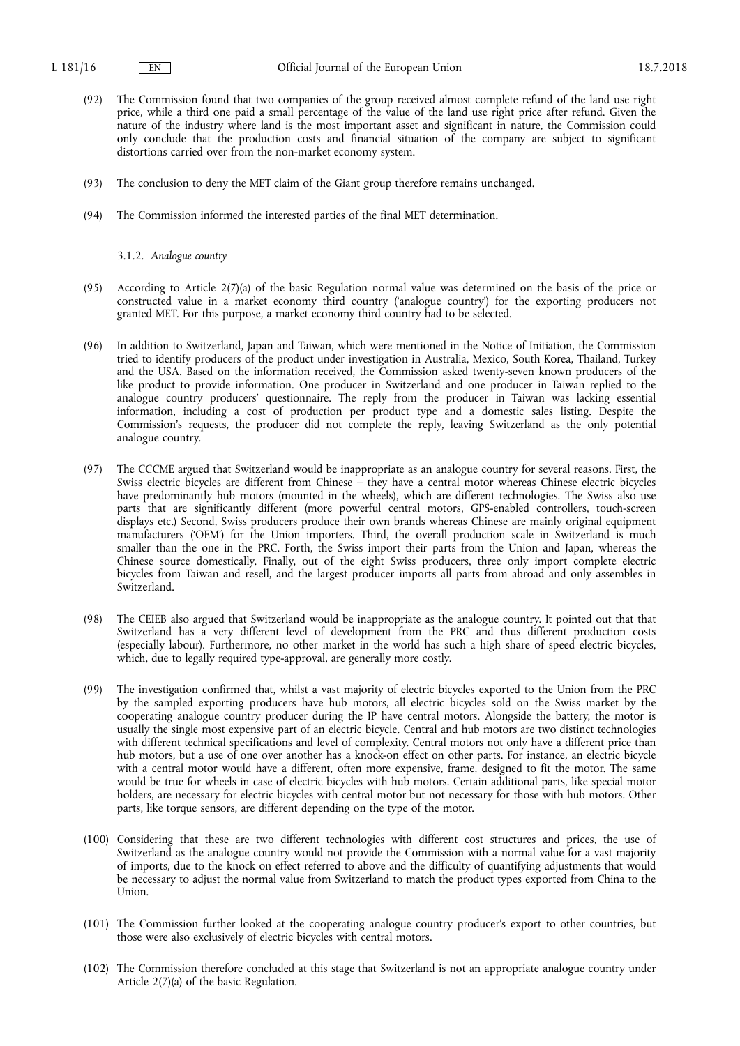(92) The Commission found that two companies of the group received almost complete refund of the land use right price, while a third one paid a small percentage of the value of the land use right price after refund. Given the nature of the industry where land is the most important asset and significant in nature, the Commission could only conclude that the production costs and financial situation of the company are subject to significant distortions carried over from the non-market economy system.

(93) The conclusion to deny the MET claim of the Giant group therefore remains unchanged.

(94) The Commission informed the interested parties of the final MET determination.

### 3.1.2. *Analogue country*

(95) According to Article 2(7)(a) of the basic Regulation normal value was determined on the basis of the price or constructed value in a market economy third country ('analogue country') for the exporting producers not granted MET. For this purpose, a market economy third country had to be selected.

(96) In addition to Switzerland, Japan and Taiwan, which were mentioned in the Notice of Initiation, the Commission tried to identify producers of the product under investigation in Australia, Mexico, South Korea, Thailand, Turkey and the USA. Based on the information received, the Commission asked twenty-seven known producers of the like product to provide information. One producer in Switzerland and one producer in Taiwan replied to the analogue country producers' questionnaire. The reply from the producer in Taiwan was lacking essential information, including a cost of production per product type and a domestic sales listing. Despite the Commission's requests, the producer did not complete the reply, leaving Switzerland as the only potential analogue country.

(97) The CCCME argued that Switzerland would be inappropriate as an analogue country for several reasons. First, the Swiss electric bicycles are different from Chinese – they have a central motor whereas Chinese electric bicycles have predominantly hub motors (mounted in the wheels), which are different technologies. The Swiss also use parts that are significantly different (more powerful central motors, GPS-enabled controllers, touch-screen displays etc.) Second, Swiss producers produce their own brands whereas Chinese are mainly original equipment manufacturers ('OEM') for the Union importers. Third, the overall production scale in Switzerland is much smaller than the one in the PRC. Forth, the Swiss import their parts from the Union and Japan, whereas the Chinese source domestically. Finally, out of the eight Swiss producers, three only import complete electric bicycles from Taiwan and resell, and the largest producer imports all parts from abroad and only assembles in Switzerland.

(98) The CEIEB also argued that Switzerland would be inappropriate as the analogue country. It pointed out that that Switzerland has a very different level of development from the PRC and thus different production costs (especially labour). Furthermore, no other market in the world has such a high share of speed electric bicycles, which, due to legally required type-approval, are generally more costly.

(99) The investigation confirmed that, whilst a vast majority of electric bicycles exported to the Union from the PRC by the sampled exporting producers have hub motors, all electric bicycles sold on the Swiss market by the cooperating analogue country producer during the IP have central motors. Alongside the battery, the motor is usually the single most expensive part of an electric bicycle. Central and hub motors are two distinct technologies with different technical specifications and level of complexity. Central motors not only have a different price than hub motors, but a use of one over another has a knock-on effect on other parts. For instance, an electric bicycle with a central motor would have a different, often more expensive, frame, designed to fit the motor. The same would be true for wheels in case of electric bicycles with hub motors. Certain additional parts, like special motor holders, are necessary for electric bicycles with central motor but not necessary for those with hub motors. Other parts, like torque sensors, are different depending on the type of the motor.

(100) Considering that these are two different technologies with different cost structures and prices, the use of Switzerland as the analogue country would not provide the Commission with a normal value for a vast majority of imports, due to the knock on effect referred to above and the difficulty of quantifying adjustments that would be necessary to adjust the normal value from Switzerland to match the product types exported from China to the Union.

(101) The Commission further looked at the cooperating analogue country producer's export to other countries, but those were also exclusively of electric bicycles with central motors.

(102) The Commission therefore concluded at this stage that Switzerland is not an appropriate analogue country under Article 2(7)(a) of the basic Regulation.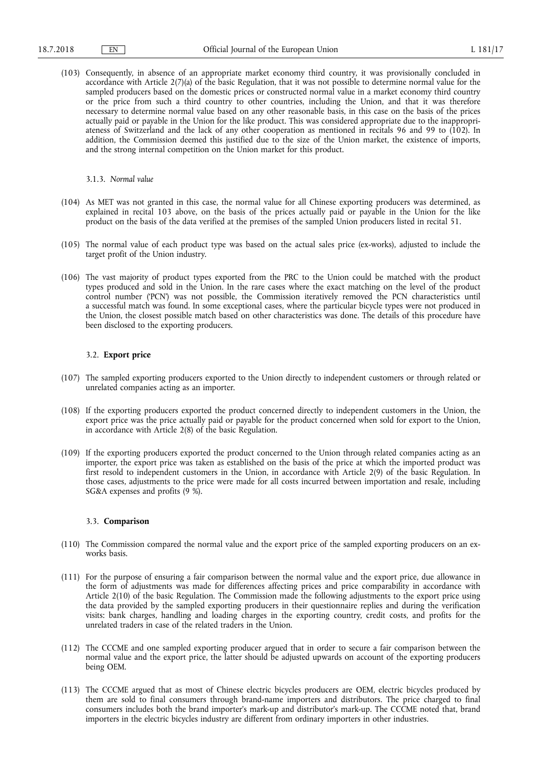(103) Consequently, in absence of an appropriate market economy third country, it was provisionally concluded in accordance with Article 2(7)(a) of the basic Regulation, that it was not possible to determine normal value for the sampled producers based on the domestic prices or constructed normal value in a market economy third country or the price from such a third country to other countries, including the Union, and that it was therefore necessary to determine normal value based on any other reasonable basis, in this case on the basis of the prices actually paid or payable in the Union for the like product. This was considered appropriate due to the inappropriateness of Switzerland and the lack of any other cooperation as mentioned in recitals 96 and 99 to (102). In addition, the Commission deemed this justified due to the size of the Union market, the existence of imports, and the strong internal competition on the Union market for this product.

#### 3.1.3. *Normal value*

(104) As MET was not granted in this case, the normal value for all Chinese exporting producers was determined, as explained in recital 103 above, on the basis of the prices actually paid or payable in the Union for the like product on the basis of the data verified at the premises of the sampled Union producers listed in recital 51.

(105) The normal value of each product type was based on the actual sales price (ex-works), adjusted to include the target profit of the Union industry.

(106) The vast majority of product types exported from the PRC to the Union could be matched with the product types produced and sold in the Union. In the rare cases where the exact matching on the level of the product control number ('PCN') was not possible, the Commission iteratively removed the PCN characteristics until a successful match was found. In some exceptional cases, where the particular bicycle types were not produced in the Union, the closest possible match based on other characteristics was done. The details of this procedure have been disclosed to the exporting producers.

### 3.2. **Export price**

(107) The sampled exporting producers exported to the Union directly to independent customers or through related or unrelated companies acting as an importer.

(108) If the exporting producers exported the product concerned directly to independent customers in the Union, the export price was the price actually paid or payable for the product concerned when sold for export to the Union, in accordance with Article 2(8) of the basic Regulation.

(109) If the exporting producers exported the product concerned to the Union through related companies acting as an importer, the export price was taken as established on the basis of the price at which the imported product was first resold to independent customers in the Union, in accordance with Article 2(9) of the basic Regulation. In those cases, adjustments to the price were made for all costs incurred between importation and resale, including SG&A expenses and profits (9 %).

### 3.3. **Comparison**

(110) The Commission compared the normal value and the export price of the sampled exporting producers on an ex-works basis.

(111) For the purpose of ensuring a fair comparison between the normal value and the export price, due allowance in the form of adjustments was made for differences affecting prices and price comparability in accordance with Article 2(10) of the basic Regulation. The Commission made the following adjustments to the export price using the data provided by the sampled exporting producers in their questionnaire replies and during the verification visits: bank charges, handling and loading charges in the exporting country, credit costs, and profits for the unrelated traders in case of the related traders in the Union.

(112) The CCCME and one sampled exporting producer argued that in order to secure a fair comparison between the normal value and the export price, the latter should be adjusted upwards on account of the exporting producers being OEM.

(113) The CCCME argued that as most of Chinese electric bicycles producers are OEM, electric bicycles produced by them are sold to final consumers through brand-name importers and distributors. The price charged to final consumers includes both the brand importer's mark-up and distributor's mark-up. The CCCME noted that, brand importers in the electric bicycles industry are different from ordinary importers in other industries.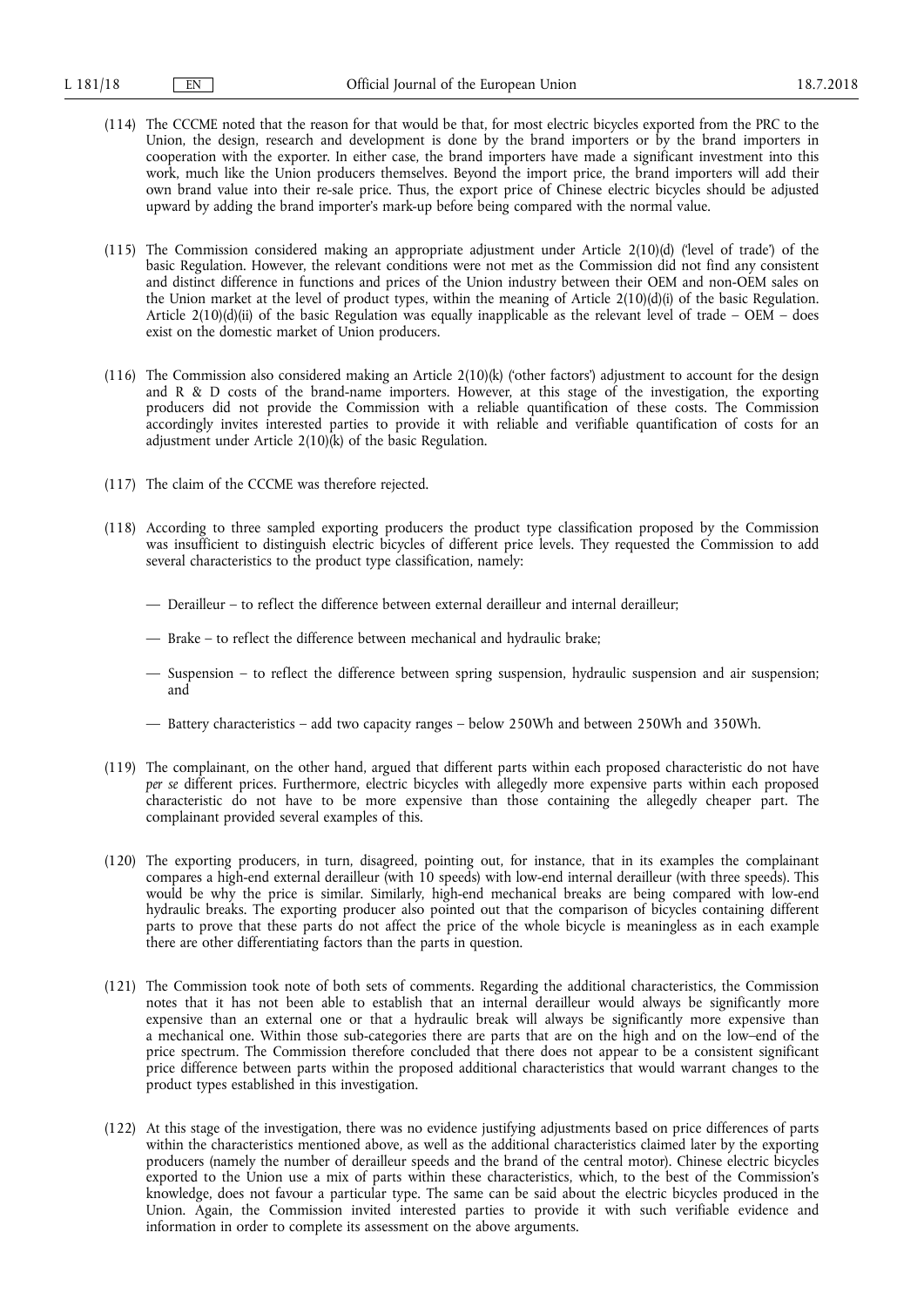(114) The CCCME noted that the reason for that would be that, for most electric bicycles exported from the PRC to the Union, the design, research and development is done by the brand importers or by the brand importers in cooperation with the exporter. In either case, the brand importers have made a significant investment into this work, much like the Union producers themselves. Beyond the import price, the brand importers will add their own brand value into their re-sale price. Thus, the export price of Chinese electric bicycles should be adjusted upward by adding the brand importer's mark-up before being compared with the normal value.

(115) The Commission considered making an appropriate adjustment under Article 2(10)(d) ('level of trade') of the basic Regulation. However, the relevant conditions were not met as the Commission did not find any consistent and distinct difference in functions and prices of the Union industry between their OEM and non-OEM sales on the Union market at the level of product types, within the meaning of Article 2(10)(d)(i) of the basic Regulation. Article 2(10)(d)(ii) of the basic Regulation was equally inapplicable as the relevant level of trade – OEM – does exist on the domestic market of Union producers.

(116) The Commission also considered making an Article 2(10)(k) ('other factors') adjustment to account for the design and R & D costs of the brand-name importers. However, at this stage of the investigation, the exporting producers did not provide the Commission with a reliable quantification of these costs. The Commission accordingly invites interested parties to provide it with reliable and verifiable quantification of costs for an adjustment under Article 2(10)(k) of the basic Regulation.

(117) The claim of the CCCME was therefore rejected.

(118) According to three sampled exporting producers the product type classification proposed by the Commission was insufficient to distinguish electric bicycles of different price levels. They requested the Commission to add several characteristics to the product type classification, namely:

— Derailleur – to reflect the difference between external derailleur and internal derailleur;

— Brake – to reflect the difference between mechanical and hydraulic brake;

— Suspension – to reflect the difference between spring suspension, hydraulic suspension and air suspension; and

— Battery characteristics – add two capacity ranges – below 250Wh and between 250Wh and 350Wh.

(119) The complainant, on the other hand, argued that different parts within each proposed characteristic do not have *per se* different prices. Furthermore, electric bicycles with allegedly more expensive parts within each proposed characteristic do not have to be more expensive than those containing the allegedly cheaper part. The complainant provided several examples of this.

(120) The exporting producers, in turn, disagreed, pointing out, for instance, that in its examples the complainant compares a high-end external derailleur (with 10 speeds) with low-end internal derailleur (with three speeds). This would be why the price is similar. Similarly, high-end mechanical breaks are being compared with low-end hydraulic breaks. The exporting producer also pointed out that the comparison of bicycles containing different parts to prove that these parts do not affect the price of the whole bicycle is meaningless as in each example there are other differentiating factors than the parts in question.

(121) The Commission took note of both sets of comments. Regarding the additional characteristics, the Commission notes that it has not been able to establish that an internal derailleur would always be significantly more expensive than an external one or that a hydraulic break will always be significantly more expensive than a mechanical one. Within those sub-categories there are parts that are on the high and on the low–end of the price spectrum. The Commission therefore concluded that there does not appear to be a consistent significant price difference between parts within the proposed additional characteristics that would warrant changes to the product types established in this investigation.

(122) At this stage of the investigation, there was no evidence justifying adjustments based on price differences of parts within the characteristics mentioned above, as well as the additional characteristics claimed later by the exporting producers (namely the number of derailleur speeds and the brand of the central motor). Chinese electric bicycles exported to the Union use a mix of parts within these characteristics, which, to the best of the Commission's knowledge, does not favour a particular type. The same can be said about the electric bicycles produced in the Union. Again, the Commission invited interested parties to provide it with such verifiable evidence and information in order to complete its assessment on the above arguments.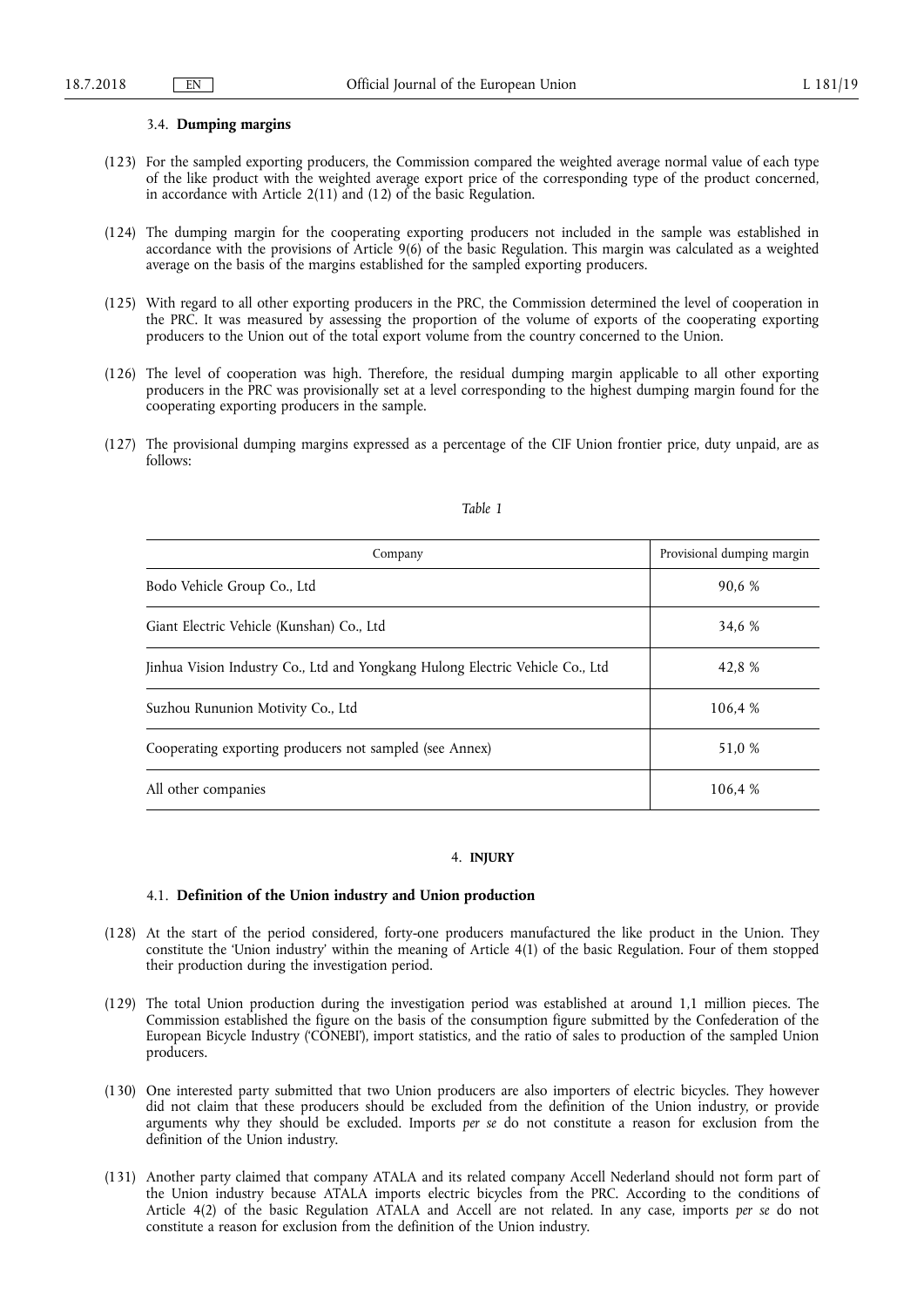### 3.4. **Dumping margins**

(123) For the sampled exporting producers, the Commission compared the weighted average normal value of each type of the like product with the weighted average export price of the corresponding type of the product concerned, in accordance with Article 2(11) and (12) of the basic Regulation.

(124) The dumping margin for the cooperating exporting producers not included in the sample was established in accordance with the provisions of Article 9(6) of the basic Regulation. This margin was calculated as a weighted average on the basis of the margins established for the sampled exporting producers.

(125) With regard to all other exporting producers in the PRC, the Commission determined the level of cooperation in the PRC. It was measured by assessing the proportion of the volume of exports of the cooperating exporting producers to the Union out of the total export volume from the country concerned to the Union.

(126) The level of cooperation was high. Therefore, the residual dumping margin applicable to all other exporting producers in the PRC was provisionally set at a level corresponding to the highest dumping margin found for the cooperating exporting producers in the sample.

(127) The provisional dumping margins expressed as a percentage of the CIF Union frontier price, duty unpaid, are as follows:

*Table 1*

| Company | Provisional dumping margin |
|---|---|
| Bodo Vehicle Group Co., Ltd | 90,6 % |
| Giant Electric Vehicle (Kunshan) Co., Ltd | 34,6 % |
| Jinhua Vision Industry Co., Ltd and Yongkang Hulong Electric Vehicle Co., Ltd | 42,8 % |
| Suzhou Rununion Motivity Co., Ltd | 106,4 % |
| Cooperating exporting producers not sampled (see Annex) | 51,0 % |
| All other companies | 106,4 % |

## 4. **INJURY**

### 4.1. **Definition of the Union industry and Union production**

(128) At the start of the period considered, forty-one producers manufactured the like product in the Union. They constitute the 'Union industry' within the meaning of Article 4(1) of the basic Regulation. Four of them stopped their production during the investigation period.

(129) The total Union production during the investigation period was established at around 1,1 million pieces. The Commission established the figure on the basis of the consumption figure submitted by the Confederation of the European Bicycle Industry ('CONEBI'), import statistics, and the ratio of sales to production of the sampled Union producers.

(130) One interested party submitted that two Union producers are also importers of electric bicycles. They however did not claim that these producers should be excluded from the definition of the Union industry, or provide arguments why they should be excluded. Imports *per se* do not constitute a reason for exclusion from the definition of the Union industry.

(131) Another party claimed that company ATALA and its related company Accell Nederland should not form part of the Union industry because ATALA imports electric bicycles from the PRC. According to the conditions of Article 4(2) of the basic Regulation ATALA and Accell are not related. In any case, imports *per se* do not constitute a reason for exclusion from the definition of the Union industry.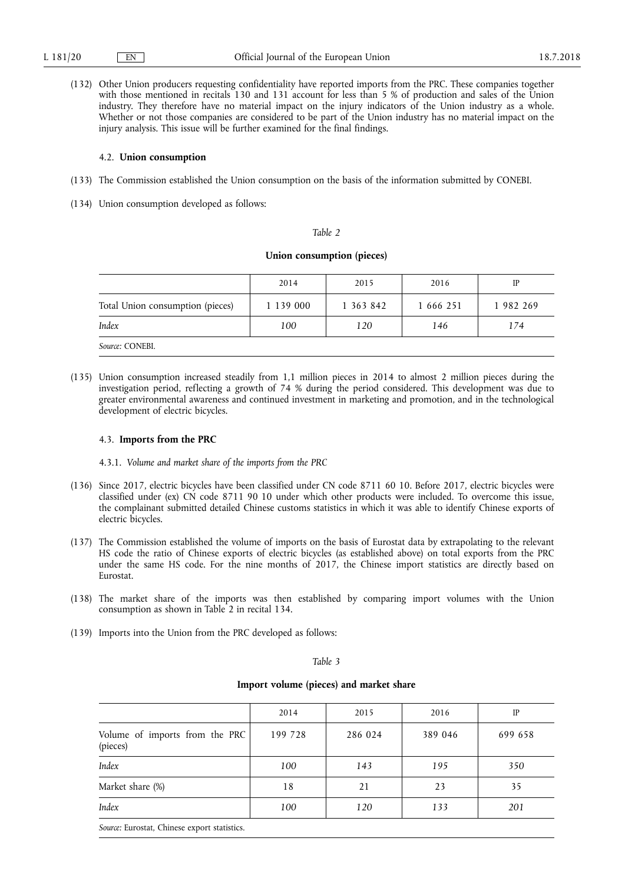(132) Other Union producers requesting confidentiality have reported imports from the PRC. These companies together with those mentioned in recitals 130 and 131 account for less than 5 % of production and sales of the Union industry. They therefore have no material impact on the injury indicators of the Union industry as a whole. Whether or not those companies are considered to be part of the Union industry has no material impact on the injury analysis. This issue will be further examined for the final findings.

### 4.2. **Union consumption**

(133) The Commission established the Union consumption on the basis of the information submitted by CONEBI.

(134) Union consumption developed as follows:

*Table 2*

**Union consumption (pieces)**

| | 2014 | 2015 | 2016 | IP |
|---|---|---|---|---|
| Total Union consumption (pieces) | 1 139 000 | 1 363 842 | 1 666 251 | 1 982 269 |
| *Index* | *100* | *120* | *146* | *174* |

*Source:* CONEBI.

(135) Union consumption increased steadily from 1,1 million pieces in 2014 to almost 2 million pieces during the investigation period, reflecting a growth of 74 % during the period considered. This development was due to greater environmental awareness and continued investment in marketing and promotion, and in the technological development of electric bicycles.

### 4.3. **Imports from the PRC**

#### 4.3.1. *Volume and market share of the imports from the PRC*

(136) Since 2017, electric bicycles have been classified under CN code 8711 60 10. Before 2017, electric bicycles were classified under (ex) CN code 8711 90 10 under which other products were included. To overcome this issue, the complainant submitted detailed Chinese customs statistics in which it was able to identify Chinese exports of electric bicycles.

(137) The Commission established the volume of imports on the basis of Eurostat data by extrapolating to the relevant HS code the ratio of Chinese exports of electric bicycles (as established above) on total exports from the PRC under the same HS code. For the nine months of 2017, the Chinese import statistics are directly based on Eurostat.

(138) The market share of the imports was then established by comparing import volumes with the Union consumption as shown in Table 2 in recital 134.

(139) Imports into the Union from the PRC developed as follows:

*Table 3*

**Import volume (pieces) and market share**

| | 2014 | 2015 | 2016 | IP |
|---|---|---|---|---|
| Volume of imports from the PRC (pieces) | 199 728 | 286 024 | 389 046 | 699 658 |
| *Index* | *100* | *143* | *195* | *350* |
| Market share (%) | 18 | 21 | 23 | 35 |
| *Index* | *100* | *120* | *133* | *201* |

*Source:* Eurostat, Chinese export statistics.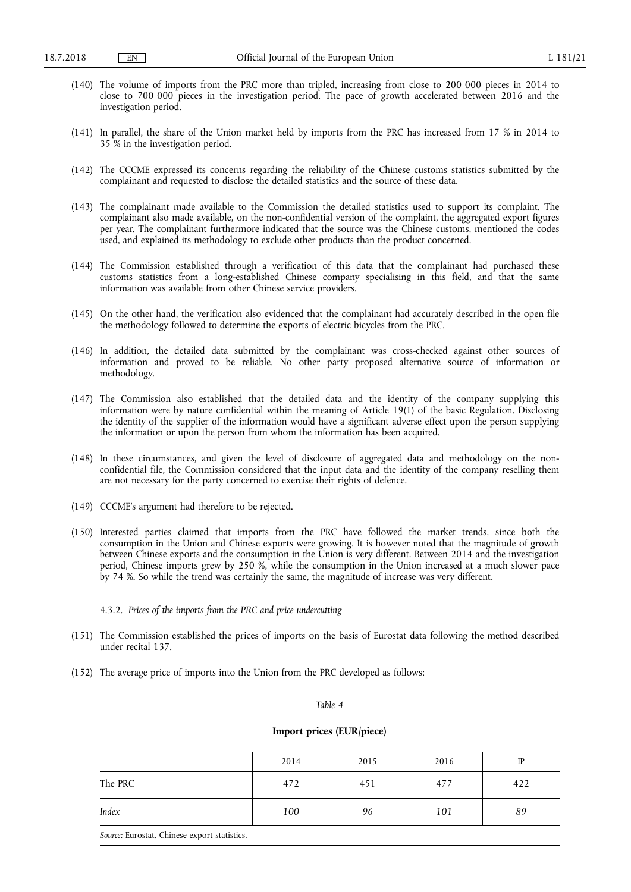(140) The volume of imports from the PRC more than tripled, increasing from close to 200 000 pieces in 2014 to close to 700 000 pieces in the investigation period. The pace of growth accelerated between 2016 and the investigation period.

(141) In parallel, the share of the Union market held by imports from the PRC has increased from 17 % in 2014 to 35 % in the investigation period.

(142) The CCCME expressed its concerns regarding the reliability of the Chinese customs statistics submitted by the complainant and requested to disclose the detailed statistics and the source of these data.

(143) The complainant made available to the Commission the detailed statistics used to support its complaint. The complainant also made available, on the non-confidential version of the complaint, the aggregated export figures per year. The complainant furthermore indicated that the source was the Chinese customs, mentioned the codes used, and explained its methodology to exclude other products than the product concerned.

(144) The Commission established through a verification of this data that the complainant had purchased these customs statistics from a long-established Chinese company specialising in this field, and that the same information was available from other Chinese service providers.

(145) On the other hand, the verification also evidenced that the complainant had accurately described in the open file the methodology followed to determine the exports of electric bicycles from the PRC.

(146) In addition, the detailed data submitted by the complainant was cross-checked against other sources of information and proved to be reliable. No other party proposed alternative source of information or methodology.

(147) The Commission also established that the detailed data and the identity of the company supplying this information were by nature confidential within the meaning of Article 19(1) of the basic Regulation. Disclosing the identity of the supplier of the information would have a significant adverse effect upon the person supplying the information or upon the person from whom the information has been acquired.

(148) In these circumstances, and given the level of disclosure of aggregated data and methodology on the non-confidential file, the Commission considered that the input data and the identity of the company reselling them are not necessary for the party concerned to exercise their rights of defence.

(149) CCCME's argument had therefore to be rejected.

(150) Interested parties claimed that imports from the PRC have followed the market trends, since both the consumption in the Union and Chinese exports were growing. It is however noted that the magnitude of growth between Chinese exports and the consumption in the Union is very different. Between 2014 and the investigation period, Chinese imports grew by 250 %, while the consumption in the Union increased at a much slower pace by 74 %. So while the trend was certainly the same, the magnitude of increase was very different.

#### 4.3.2. *Prices of the imports from the PRC and price undercutting*

(151) The Commission established the prices of imports on the basis of Eurostat data following the method described under recital 137.

(152) The average price of imports into the Union from the PRC developed as follows:

*Table 4*

**Import prices (EUR/piece)**

| | 2014 | 2015 | 2016 | IP |
|---|---|---|---|---|
| The PRC | 472 | 451 | 477 | 422 |
| *Index* | *100* | *96* | *101* | *89* |

*Source:* Eurostat, Chinese export statistics.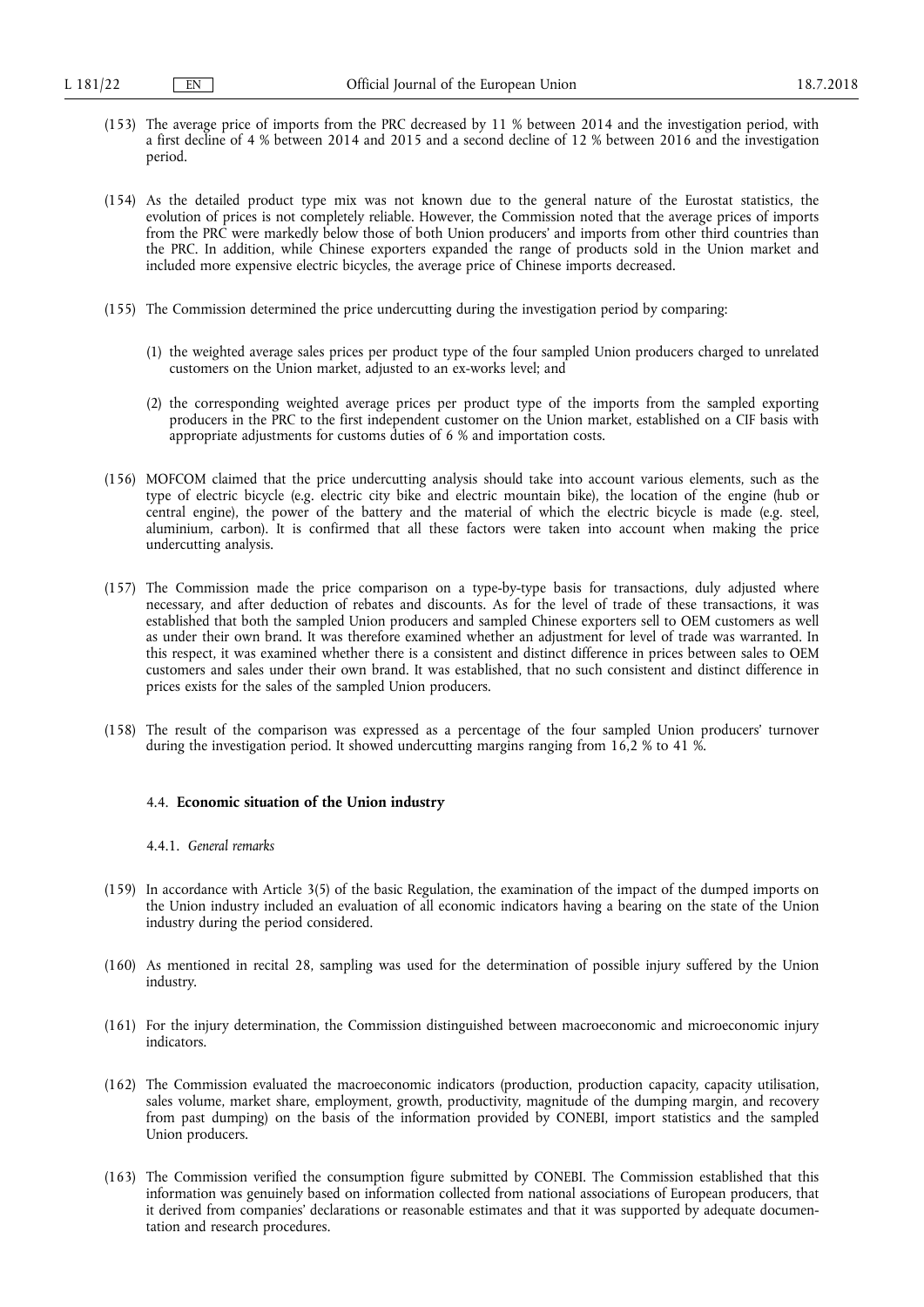(153) The average price of imports from the PRC decreased by 11 % between 2014 and the investigation period, with a first decline of 4 % between 2014 and 2015 and a second decline of 12 % between 2016 and the investigation period.

(154) As the detailed product type mix was not known due to the general nature of the Eurostat statistics, the evolution of prices is not completely reliable. However, the Commission noted that the average prices of imports from the PRC were markedly below those of both Union producers' and imports from other third countries than the PRC. In addition, while Chinese exporters expanded the range of products sold in the Union market and included more expensive electric bicycles, the average price of Chinese imports decreased.

(155) The Commission determined the price undercutting during the investigation period by comparing:

(1) the weighted average sales prices per product type of the four sampled Union producers charged to unrelated customers on the Union market, adjusted to an ex-works level; and

(2) the corresponding weighted average prices per product type of the imports from the sampled exporting producers in the PRC to the first independent customer on the Union market, established on a CIF basis with appropriate adjustments for customs duties of 6 % and importation costs.

(156) MOFCOM claimed that the price undercutting analysis should take into account various elements, such as the type of electric bicycle (e.g. electric city bike and electric mountain bike), the location of the engine (hub or central engine), the power of the battery and the material of which the electric bicycle is made (e.g. steel, aluminium, carbon). It is confirmed that all these factors were taken into account when making the price undercutting analysis.

(157) The Commission made the price comparison on a type-by-type basis for transactions, duly adjusted where necessary, and after deduction of rebates and discounts. As for the level of trade of these transactions, it was established that both the sampled Union producers and sampled Chinese exporters sell to OEM customers as well as under their own brand. It was therefore examined whether an adjustment for level of trade was warranted. In this respect, it was examined whether there is a consistent and distinct difference in prices between sales to OEM customers and sales under their own brand. It was established, that no such consistent and distinct difference in prices exists for the sales of the sampled Union producers.

(158) The result of the comparison was expressed as a percentage of the four sampled Union producers' turnover during the investigation period. It showed undercutting margins ranging from 16,2 % to 41 %.

### 4.4. **Economic situation of the Union industry**

#### 4.4.1. *General remarks*

(159) In accordance with Article 3(5) of the basic Regulation, the examination of the impact of the dumped imports on the Union industry included an evaluation of all economic indicators having a bearing on the state of the Union industry during the period considered.

(160) As mentioned in recital 28, sampling was used for the determination of possible injury suffered by the Union industry.

(161) For the injury determination, the Commission distinguished between macroeconomic and microeconomic injury indicators.

(162) The Commission evaluated the macroeconomic indicators (production, production capacity, capacity utilisation, sales volume, market share, employment, growth, productivity, magnitude of the dumping margin, and recovery from past dumping) on the basis of the information provided by CONEBI, import statistics and the sampled Union producers.

(163) The Commission verified the consumption figure submitted by CONEBI. The Commission established that this information was genuinely based on information collected from national associations of European producers, that it derived from companies' declarations or reasonable estimates and that it was supported by adequate documentation and research procedures.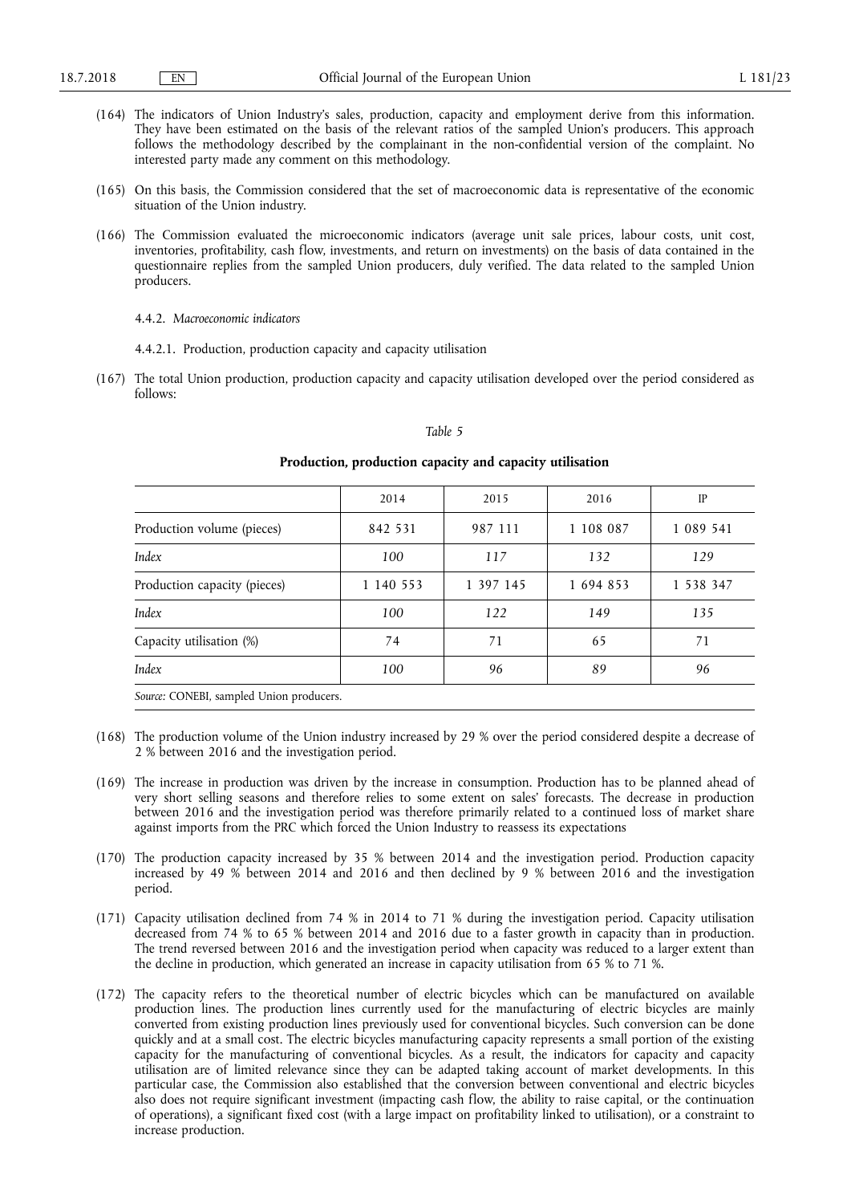(164) The indicators of Union Industry's sales, production, capacity and employment derive from this information. They have been estimated on the basis of the relevant ratios of the sampled Union's producers. This approach follows the methodology described by the complainant in the non-confidential version of the complaint. No interested party made any comment on this methodology.

(165) On this basis, the Commission considered that the set of macroeconomic data is representative of the economic situation of the Union industry.

(166) The Commission evaluated the microeconomic indicators (average unit sale prices, labour costs, unit cost, inventories, profitability, cash flow, investments, and return on investments) on the basis of data contained in the questionnaire replies from the sampled Union producers, duly verified. The data related to the sampled Union producers.

4.4.2. *Macroeconomic indicators*

4.4.2.1. Production, production capacity and capacity utilisation

(167) The total Union production, production capacity and capacity utilisation developed over the period considered as follows:

*Table 5*

**Production, production capacity and capacity utilisation**

| | 2014 | 2015 | 2016 | IP |
|---|---|---|---|---|
| Production volume (pieces) | 842 531 | 987 111 | 1 108 087 | 1 089 541 |
| *Index* | *100* | *117* | *132* | *129* |
| Production capacity (pieces) | 1 140 553 | 1 397 145 | 1 694 853 | 1 538 347 |
| *Index* | *100* | *122* | *149* | *135* |
| Capacity utilisation (%) | 74 | 71 | 65 | 71 |
| *Index* | *100* | *96* | *89* | *96* |

*Source:* CONEBI, sampled Union producers.

(168) The production volume of the Union industry increased by 29 % over the period considered despite a decrease of 2 % between 2016 and the investigation period.

(169) The increase in production was driven by the increase in consumption. Production has to be planned ahead of very short selling seasons and therefore relies to some extent on sales' forecasts. The decrease in production between 2016 and the investigation period was therefore primarily related to a continued loss of market share against imports from the PRC which forced the Union Industry to reassess its expectations

(170) The production capacity increased by 35 % between 2014 and the investigation period. Production capacity increased by 49 % between 2014 and 2016 and then declined by 9 % between 2016 and the investigation period.

(171) Capacity utilisation declined from 74 % in 2014 to 71 % during the investigation period. Capacity utilisation decreased from 74 % to 65 % between 2014 and 2016 due to a faster growth in capacity than in production. The trend reversed between 2016 and the investigation period when capacity was reduced to a larger extent than the decline in production, which generated an increase in capacity utilisation from 65 % to 71 %.

(172) The capacity refers to the theoretical number of electric bicycles which can be manufactured on available production lines. The production lines currently used for the manufacturing of electric bicycles are mainly converted from existing production lines previously used for conventional bicycles. Such conversion can be done quickly and at a small cost. The electric bicycles manufacturing capacity represents a small portion of the existing capacity for the manufacturing of conventional bicycles. As a result, the indicators for capacity and capacity utilisation are of limited relevance since they can be adapted taking account of market developments. In this particular case, the Commission also established that the conversion between conventional and electric bicycles also does not require significant investment (impacting cash flow, the ability to raise capital, or the continuation of operations), a significant fixed cost (with a large impact on profitability linked to utilisation), or a constraint to increase production.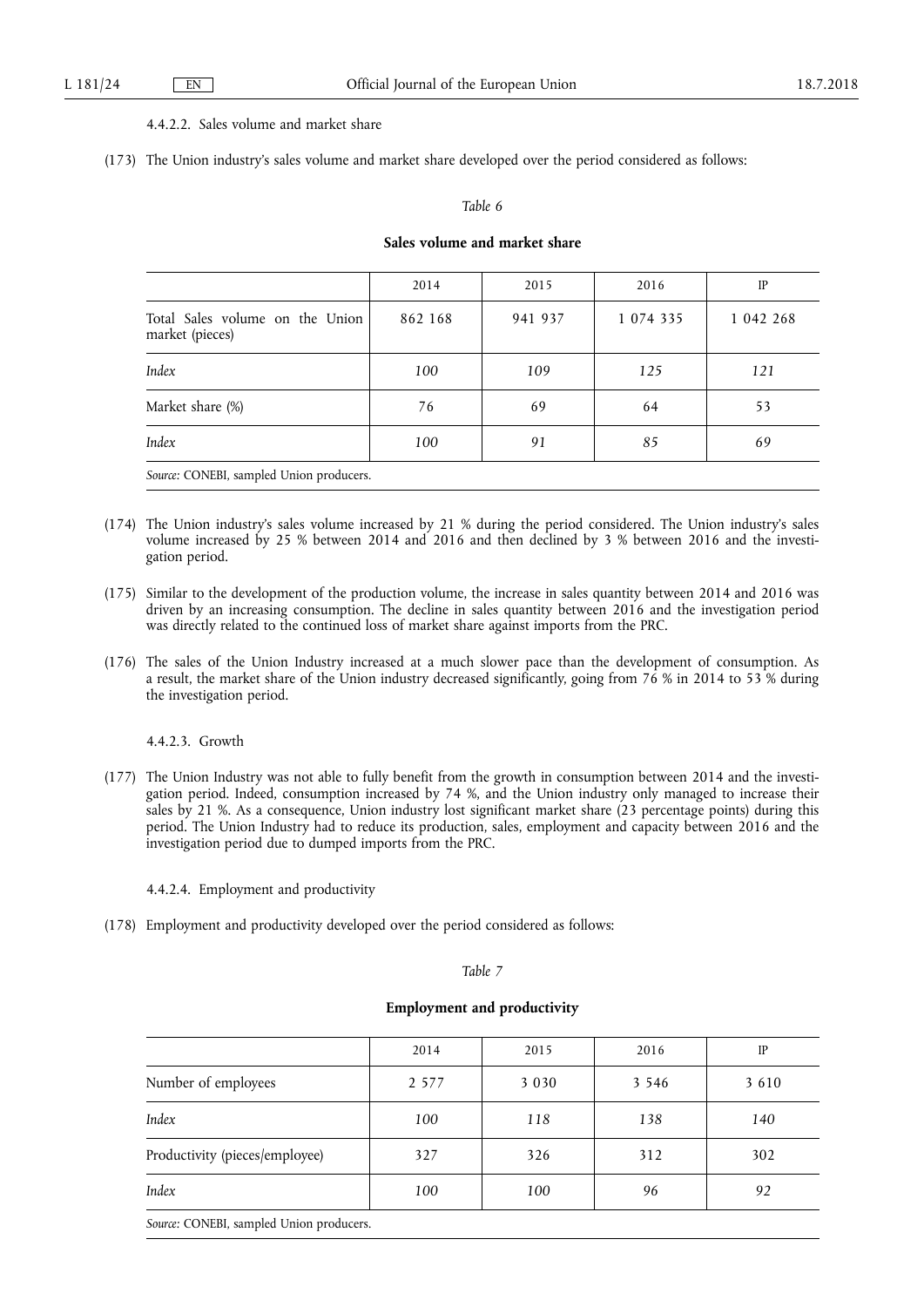#### 4.4.2.2. Sales volume and market share

(173) The Union industry's sales volume and market share developed over the period considered as follows:

*Table 6*

**Sales volume and market share**

| | 2014 | 2015 | 2016 | IP |
|---|---|---|---|---|
| Total Sales volume on the Union market (pieces) | 862 168 | 941 937 | 1 074 335 | 1 042 268 |
| *Index* | *100* | *109* | *125* | *121* |
| Market share (%) | 76 | 69 | 64 | 53 |
| *Index* | *100* | *91* | *85* | *69* |

*Source:* CONEBI, sampled Union producers.

(174) The Union industry's sales volume increased by 21 % during the period considered. The Union industry's sales volume increased by 25 % between 2014 and 2016 and then declined by 3 % between 2016 and the investigation period.

(175) Similar to the development of the production volume, the increase in sales quantity between 2014 and 2016 was driven by an increasing consumption. The decline in sales quantity between 2016 and the investigation period was directly related to the continued loss of market share against imports from the PRC.

(176) The sales of the Union Industry increased at a much slower pace than the development of consumption. As a result, the market share of the Union industry decreased significantly, going from 76 % in 2014 to 53 % during the investigation period.

#### 4.4.2.3. Growth

(177) The Union Industry was not able to fully benefit from the growth in consumption between 2014 and the investigation period. Indeed, consumption increased by 74 %, and the Union industry only managed to increase their sales by 21 %. As a consequence, Union industry lost significant market share (23 percentage points) during this period. The Union Industry had to reduce its production, sales, employment and capacity between 2016 and the investigation period due to dumped imports from the PRC.

#### 4.4.2.4. Employment and productivity

(178) Employment and productivity developed over the period considered as follows:

*Table 7*

**Employment and productivity**

| | 2014 | 2015 | 2016 | IP |
|---|---|---|---|---|
| Number of employees | 2 577 | 3 030 | 3 546 | 3 610 |
| *Index* | *100* | *118* | *138* | *140* |
| Productivity (pieces/employee) | 327 | 326 | 312 | 302 |
| *Index* | *100* | *100* | *96* | *92* |

*Source:* CONEBI, sampled Union producers.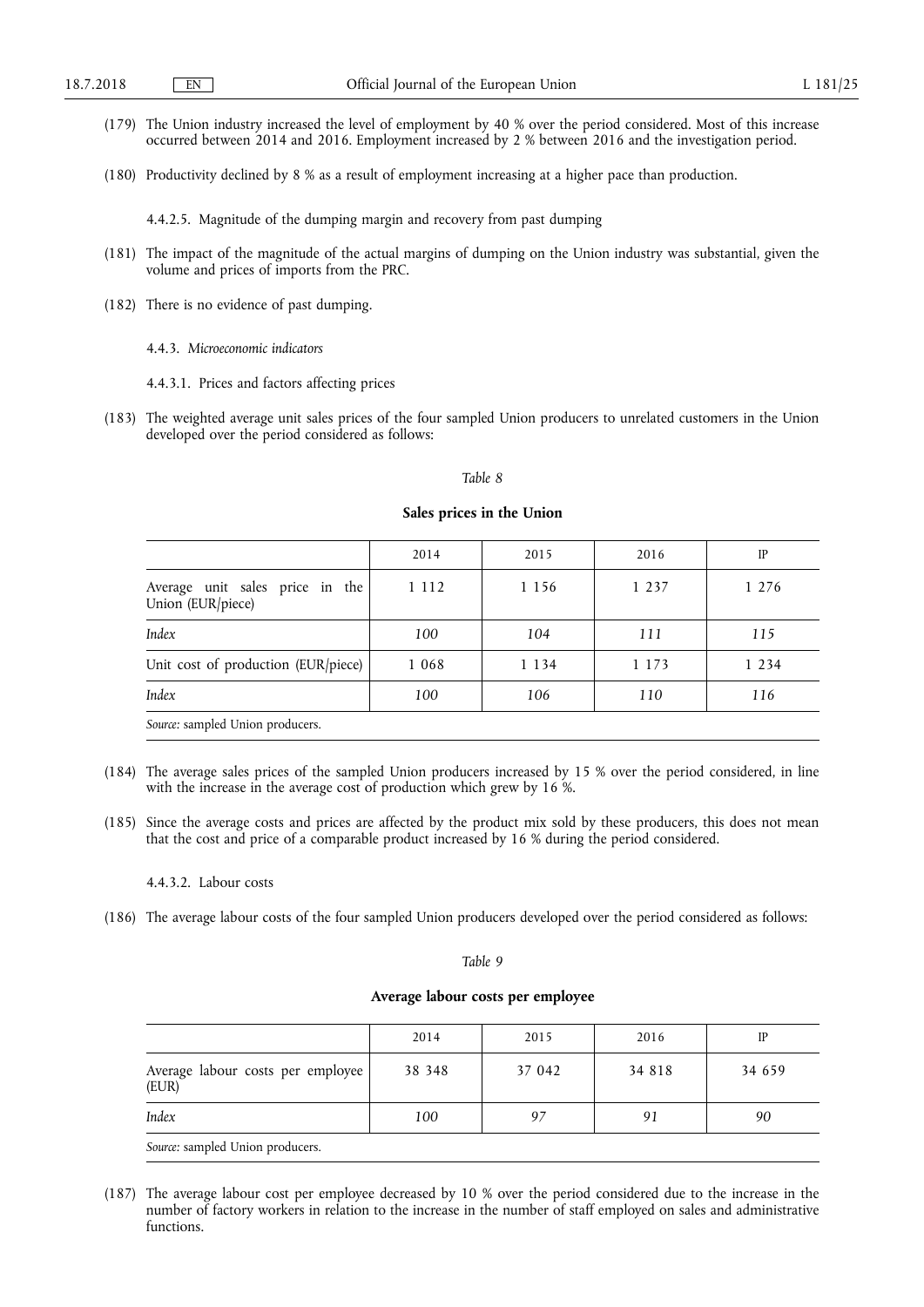(179) The Union industry increased the level of employment by 40 % over the period considered. Most of this increase occurred between 2014 and 2016. Employment increased by 2 % between 2016 and the investigation period.

(180) Productivity declined by 8 % as a result of employment increasing at a higher pace than production.

4.4.2.5. Magnitude of the dumping margin and recovery from past dumping

(181) The impact of the magnitude of the actual margins of dumping on the Union industry was substantial, given the volume and prices of imports from the PRC.

(182) There is no evidence of past dumping.

4.4.3. *Microeconomic indicators*

4.4.3.1. Prices and factors affecting prices

(183) The weighted average unit sales prices of the four sampled Union producers to unrelated customers in the Union developed over the period considered as follows:

*Table 8*

**Sales prices in the Union**

| | 2014 | 2015 | 2016 | IP |
|---|---|---|---|---|
| Average unit sales price in the Union (EUR/piece) | 1 112 | 1 156 | 1 237 | 1 276 |
| *Index* | *100* | *104* | *111* | *115* |
| Unit cost of production (EUR/piece) | 1 068 | 1 134 | 1 173 | 1 234 |
| *Index* | *100* | *106* | *110* | *116* |

*Source:* sampled Union producers.

(184) The average sales prices of the sampled Union producers increased by 15 % over the period considered, in line with the increase in the average cost of production which grew by 16 %.

(185) Since the average costs and prices are affected by the product mix sold by these producers, this does not mean that the cost and price of a comparable product increased by 16 % during the period considered.

4.4.3.2. Labour costs

(186) The average labour costs of the four sampled Union producers developed over the period considered as follows:

*Table 9*

**Average labour costs per employee**

| | 2014 | 2015 | 2016 | IP |
|---|---|---|---|---|
| Average labour costs per employee (EUR) | 38 348 | 37 042 | 34 818 | 34 659 |
| *Index* | *100* | *97* | *91* | *90* |

*Source:* sampled Union producers.

(187) The average labour cost per employee decreased by 10 % over the period considered due to the increase in the number of factory workers in relation to the increase in the number of staff employed on sales and administrative functions.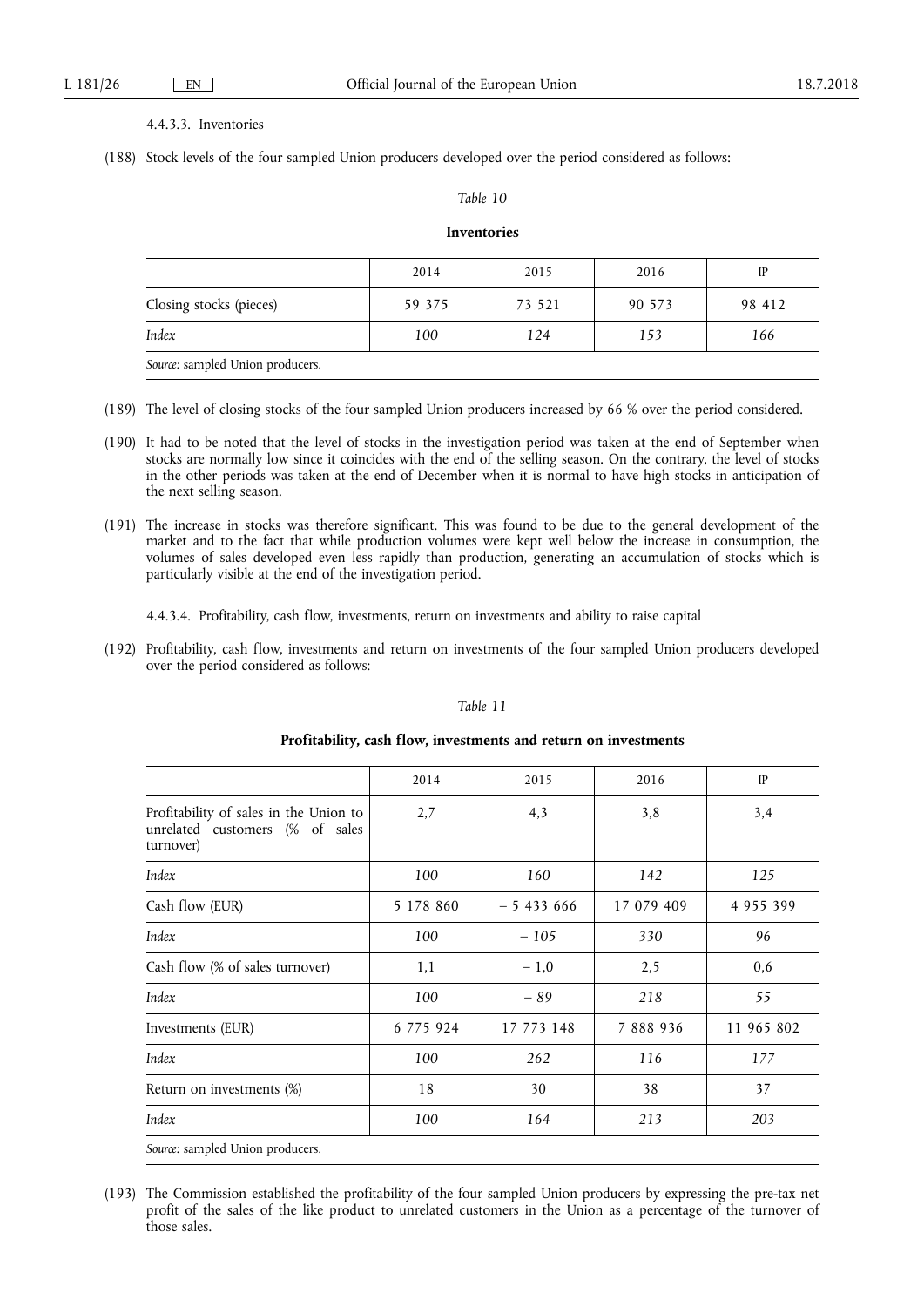4.4.3.3. Inventories

(188) Stock levels of the four sampled Union producers developed over the period considered as follows:

*Table 10*

**Inventories**

| | 2014 | 2015 | 2016 | IP |
|---|---|---|---|---|
| Closing stocks (pieces) | 59 375 | 73 521 | 90 573 | 98 412 |
| *Index* | *100* | *124* | *153* | *166* |

*Source:* sampled Union producers.

(189) The level of closing stocks of the four sampled Union producers increased by 66 % over the period considered.

(190) It had to be noted that the level of stocks in the investigation period was taken at the end of September when stocks are normally low since it coincides with the end of the selling season. On the contrary, the level of stocks in the other periods was taken at the end of December when it is normal to have high stocks in anticipation of the next selling season.

(191) The increase in stocks was therefore significant. This was found to be due to the general development of the market and to the fact that while production volumes were kept well below the increase in consumption, the volumes of sales developed even less rapidly than production, generating an accumulation of stocks which is particularly visible at the end of the investigation period.

4.4.3.4. Profitability, cash flow, investments, return on investments and ability to raise capital

(192) Profitability, cash flow, investments and return on investments of the four sampled Union producers developed over the period considered as follows:

*Table 11*

**Profitability, cash flow, investments and return on investments**

| | 2014 | 2015 | 2016 | IP |
|---|---|---|---|---|
| Profitability of sales in the Union to unrelated customers (% of sales turnover) | 2,7 | 4,3 | 3,8 | 3,4 |
| *Index* | *100* | *160* | *142* | *125* |
| Cash flow (EUR) | 5 178 860 | − 5 433 666 | 17 079 409 | 4 955 399 |
| *Index* | *100* | *− 105* | *330* | *96* |
| Cash flow (% of sales turnover) | 1,1 | − 1,0 | 2,5 | 0,6 |
| *Index* | *100* | *− 89* | *218* | *55* |
| Investments (EUR) | 6 775 924 | 17 773 148 | 7 888 936 | 11 965 802 |
| *Index* | *100* | *262* | *116* | *177* |
| Return on investments (%) | 18 | 30 | 38 | 37 |
| *Index* | *100* | *164* | *213* | *203* |

*Source:* sampled Union producers.

(193) The Commission established the profitability of the four sampled Union producers by expressing the pre-tax net profit of the sales of the like product to unrelated customers in the Union as a percentage of the turnover of those sales.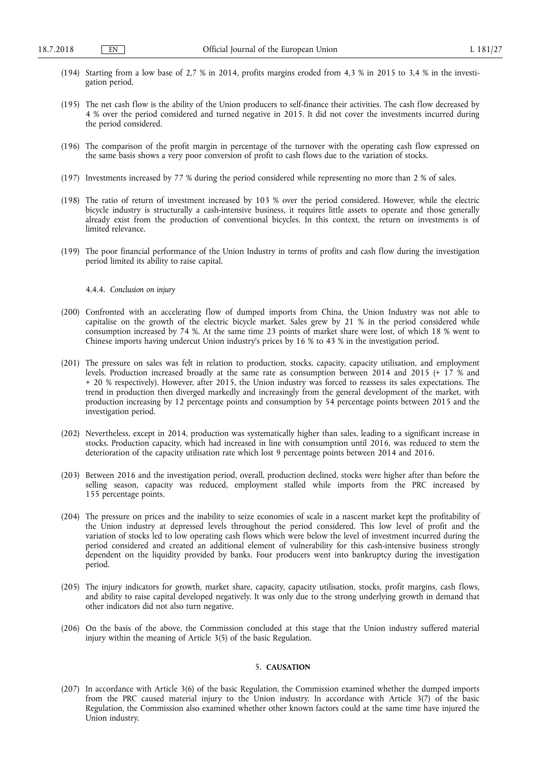(194) Starting from a low base of 2,7 % in 2014, profits margins eroded from 4,3 % in 2015 to 3,4 % in the investigation period.

(195) The net cash flow is the ability of the Union producers to self-finance their activities. The cash flow decreased by 4 % over the period considered and turned negative in 2015. It did not cover the investments incurred during the period considered.

(196) The comparison of the profit margin in percentage of the turnover with the operating cash flow expressed on the same basis shows a very poor conversion of profit to cash flows due to the variation of stocks.

(197) Investments increased by 77 % during the period considered while representing no more than 2 % of sales.

(198) The ratio of return of investment increased by 103 % over the period considered. However, while the electric bicycle industry is structurally a cash-intensive business, it requires little assets to operate and those generally already exist from the production of conventional bicycles. In this context, the return on investments is of limited relevance.

(199) The poor financial performance of the Union Industry in terms of profits and cash flow during the investigation period limited its ability to raise capital.

#### 4.4.4. *Conclusion on injury*

(200) Confronted with an accelerating flow of dumped imports from China, the Union Industry was not able to capitalise on the growth of the electric bicycle market. Sales grew by 21 % in the period considered while consumption increased by 74 %. At the same time 23 points of market share were lost, of which 18 % went to Chinese imports having undercut Union industry's prices by 16 % to 43 % in the investigation period.

(201) The pressure on sales was felt in relation to production, stocks, capacity, capacity utilisation, and employment levels. Production increased broadly at the same rate as consumption between 2014 and 2015 (+ 17 % and + 20 % respectively). However, after 2015, the Union industry was forced to reassess its sales expectations. The trend in production then diverged markedly and increasingly from the general development of the market, with production increasing by 12 percentage points and consumption by 54 percentage points between 2015 and the investigation period.

(202) Nevertheless, except in 2014, production was systematically higher than sales, leading to a significant increase in stocks. Production capacity, which had increased in line with consumption until 2016, was reduced to stem the deterioration of the capacity utilisation rate which lost 9 percentage points between 2014 and 2016.

(203) Between 2016 and the investigation period, overall, production declined, stocks were higher after than before the selling season, capacity was reduced, employment stalled while imports from the PRC increased by 155 percentage points.

(204) The pressure on prices and the inability to seize economies of scale in a nascent market kept the profitability of the Union industry at depressed levels throughout the period considered. This low level of profit and the variation of stocks led to low operating cash flows which were below the level of investment incurred during the period considered and created an additional element of vulnerability for this cash-intensive business strongly dependent on the liquidity provided by banks. Four producers went into bankruptcy during the investigation period.

(205) The injury indicators for growth, market share, capacity, capacity utilisation, stocks, profit margins, cash flows, and ability to raise capital developed negatively. It was only due to the strong underlying growth in demand that other indicators did not also turn negative.

(206) On the basis of the above, the Commission concluded at this stage that the Union industry suffered material injury within the meaning of Article 3(5) of the basic Regulation.

## 5. **CAUSATION**

(207) In accordance with Article 3(6) of the basic Regulation, the Commission examined whether the dumped imports from the PRC caused material injury to the Union industry. In accordance with Article 3(7) of the basic Regulation, the Commission also examined whether other known factors could at the same time have injured the Union industry.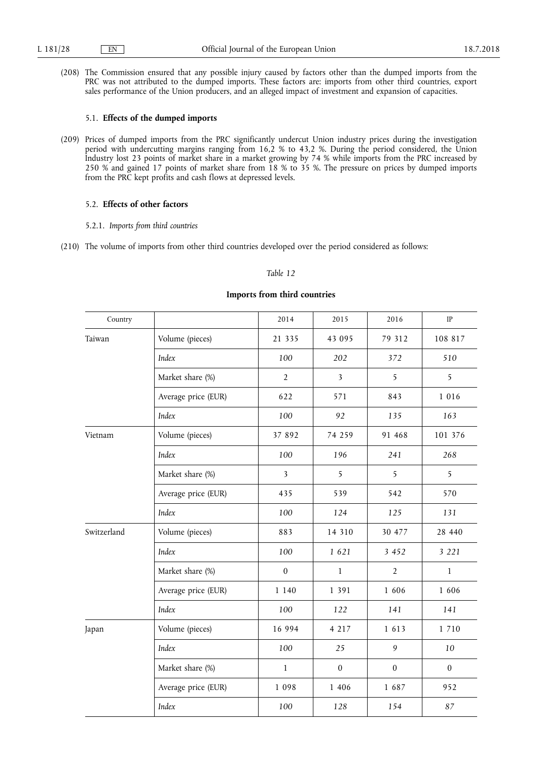(208) The Commission ensured that any possible injury caused by factors other than the dumped imports from the PRC was not attributed to the dumped imports. These factors are: imports from other third countries, export sales performance of the Union producers, and an alleged impact of investment and expansion of capacities.

### 5.1. **Effects of the dumped imports**

(209) Prices of dumped imports from the PRC significantly undercut Union industry prices during the investigation period with undercutting margins ranging from 16,2 % to 43,2 %. During the period considered, the Union Industry lost 23 points of market share in a market growing by 74 % while imports from the PRC increased by 250 % and gained 17 points of market share from 18 % to 35 %. The pressure on prices by dumped imports from the PRC kept profits and cash flows at depressed levels.

### 5.2. **Effects of other factors**

#### 5.2.1. *Imports from third countries*

(210) The volume of imports from other third countries developed over the period considered as follows:

*Table 12*

**Imports from third countries**

| Country | | 2014 | 2015 | 2016 | IP |
|---|---|---|---|---|---|
| Taiwan | Volume (pieces) | 21 335 | 43 095 | 79 312 | 108 817 |
| | *Index* | *100* | *202* | *372* | *510* |
| | Market share (%) | 2 | 3 | 5 | 5 |
| | Average price (EUR) | 622 | 571 | 843 | 1 016 |
| | *Index* | *100* | *92* | *135* | *163* |
| Vietnam | Volume (pieces) | 37 892 | 74 259 | 91 468 | 101 376 |
| | *Index* | *100* | *196* | *241* | *268* |
| | Market share (%) | 3 | 5 | 5 | 5 |
| | Average price (EUR) | 435 | 539 | 542 | 570 |
| | *Index* | *100* | *124* | *125* | *131* |
| Switzerland | Volume (pieces) | 883 | 14 310 | 30 477 | 28 440 |
| | *Index* | *100* | *1 621* | *3 452* | *3 221* |
| | Market share (%) | 0 | 1 | 2 | 1 |
| | Average price (EUR) | 1 140 | 1 391 | 1 606 | 1 606 |
| | *Index* | *100* | *122* | *141* | *141* |
| Japan | Volume (pieces) | 16 994 | 4 217 | 1 613 | 1 710 |
| | *Index* | *100* | *25* | *9* | *10* |
| | Market share (%) | 1 | 0 | 0 | 0 |
| | Average price (EUR) | 1 098 | 1 406 | 1 687 | 952 |
| | *Index* | *100* | *128* | *154* | *87* |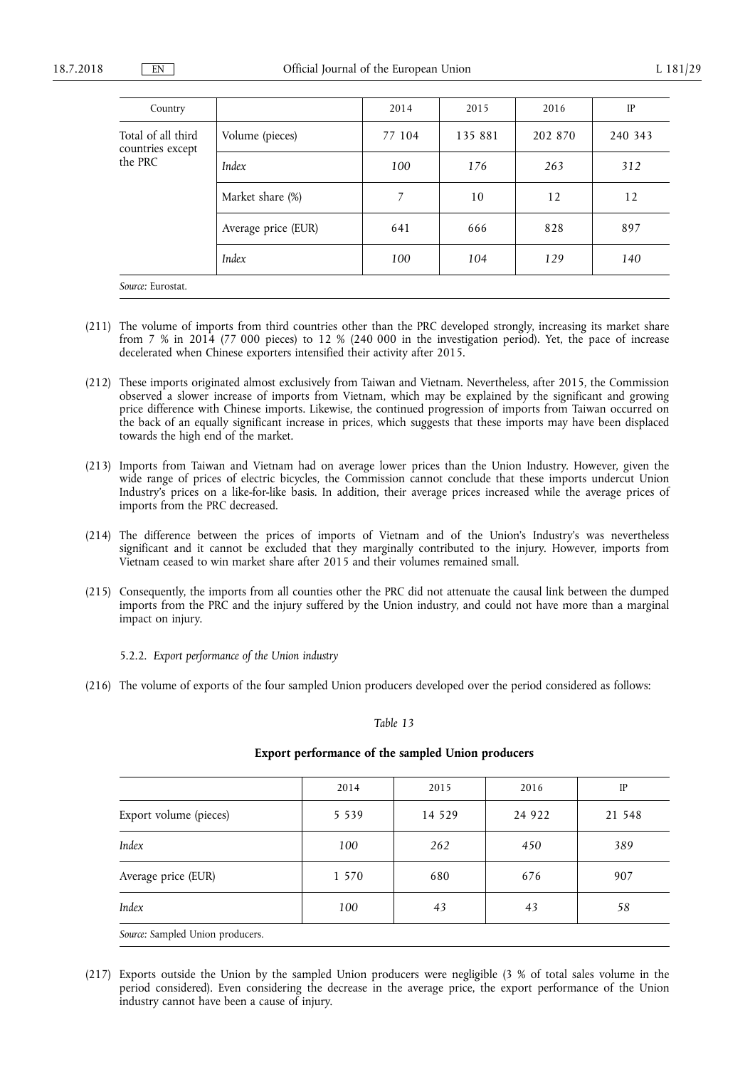| Country | | 2014 | 2015 | 2016 | IP |
|---|---|---|---|---|---|
| Total of all third countries except the PRC | Volume (pieces) | 77 104 | 135 881 | 202 870 | 240 343 |
| | *Index* | *100* | *176* | *263* | *312* |
| | Market share (%) | 7 | 10 | 12 | 12 |
| | Average price (EUR) | 641 | 666 | 828 | 897 |
| | *Index* | *100* | *104* | *129* | *140* |

*Source:* Eurostat.

(211) The volume of imports from third countries other than the PRC developed strongly, increasing its market share from 7 % in 2014 (77 000 pieces) to 12 % (240 000 in the investigation period). Yet, the pace of increase decelerated when Chinese exporters intensified their activity after 2015.

(212) These imports originated almost exclusively from Taiwan and Vietnam. Nevertheless, after 2015, the Commission observed a slower increase of imports from Vietnam, which may be explained by the significant and growing price difference with Chinese imports. Likewise, the continued progression of imports from Taiwan occurred on the back of an equally significant increase in prices, which suggests that these imports may have been displaced towards the high end of the market.

(213) Imports from Taiwan and Vietnam had on average lower prices than the Union Industry. However, given the wide range of prices of electric bicycles, the Commission cannot conclude that these imports undercut Union Industry's prices on a like-for-like basis. In addition, their average prices increased while the average prices of imports from the PRC decreased.

(214) The difference between the prices of imports of Vietnam and of the Union's Industry's was nevertheless significant and it cannot be excluded that they marginally contributed to the injury. However, imports from Vietnam ceased to win market share after 2015 and their volumes remained small.

(215) Consequently, the imports from all counties other the PRC did not attenuate the causal link between the dumped imports from the PRC and the injury suffered by the Union industry, and could not have more than a marginal impact on injury.

5.2.2. *Export performance of the Union industry*

(216) The volume of exports of the four sampled Union producers developed over the period considered as follows:

*Table 13*

**Export performance of the sampled Union producers**

| | 2014 | 2015 | 2016 | IP |
|---|---|---|---|---|
| Export volume (pieces) | 5 539 | 14 529 | 24 922 | 21 548 |
| *Index* | *100* | *262* | *450* | *389* |
| Average price (EUR) | 1 570 | 680 | 676 | 907 |
| *Index* | *100* | *43* | *43* | *58* |

*Source:* Sampled Union producers.

(217) Exports outside the Union by the sampled Union producers were negligible (3 % of total sales volume in the period considered). Even considering the decrease in the average price, the export performance of the Union industry cannot have been a cause of injury.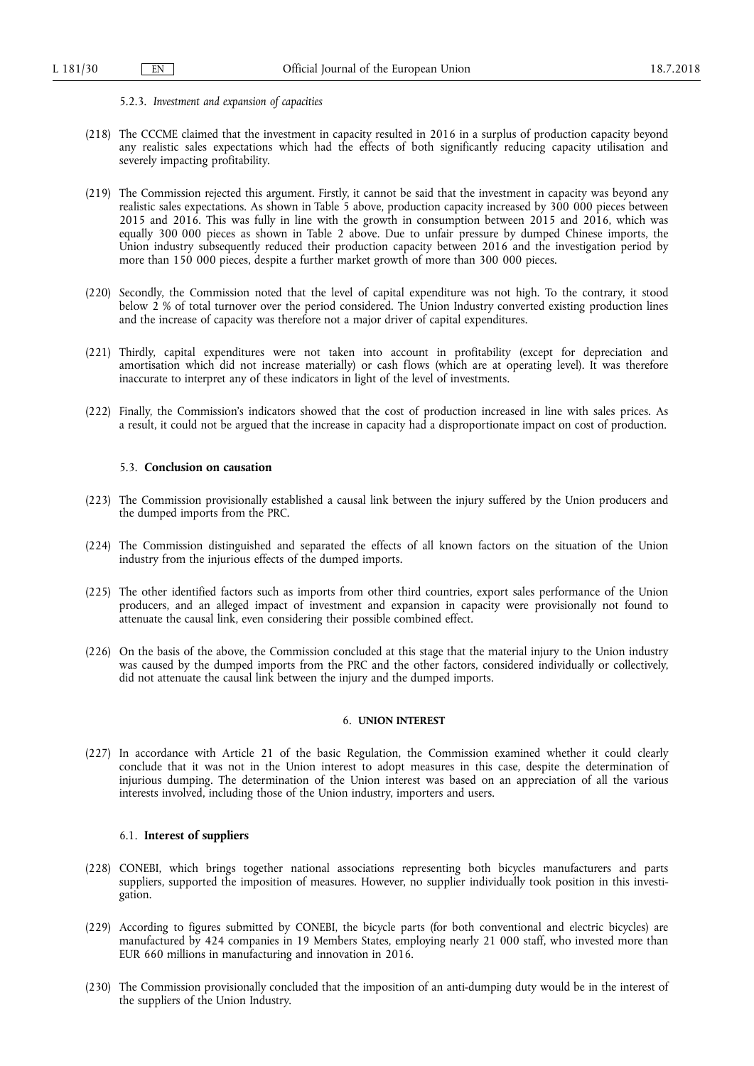#### 5.2.3. *Investment and expansion of capacities*

(218) The CCCME claimed that the investment in capacity resulted in 2016 in a surplus of production capacity beyond any realistic sales expectations which had the effects of both significantly reducing capacity utilisation and severely impacting profitability.

(219) The Commission rejected this argument. Firstly, it cannot be said that the investment in capacity was beyond any realistic sales expectations. As shown in Table 5 above, production capacity increased by 300 000 pieces between 2015 and 2016. This was fully in line with the growth in consumption between 2015 and 2016, which was equally 300 000 pieces as shown in Table 2 above. Due to unfair pressure by dumped Chinese imports, the Union industry subsequently reduced their production capacity between 2016 and the investigation period by more than 150 000 pieces, despite a further market growth of more than 300 000 pieces.

(220) Secondly, the Commission noted that the level of capital expenditure was not high. To the contrary, it stood below 2 % of total turnover over the period considered. The Union Industry converted existing production lines and the increase of capacity was therefore not a major driver of capital expenditures.

(221) Thirdly, capital expenditures were not taken into account in profitability (except for depreciation and amortisation which did not increase materially) or cash flows (which are at operating level). It was therefore inaccurate to interpret any of these indicators in light of the level of investments.

(222) Finally, the Commission's indicators showed that the cost of production increased in line with sales prices. As a result, it could not be argued that the increase in capacity had a disproportionate impact on cost of production.

### 5.3. **Conclusion on causation**

(223) The Commission provisionally established a causal link between the injury suffered by the Union producers and the dumped imports from the PRC.

(224) The Commission distinguished and separated the effects of all known factors on the situation of the Union industry from the injurious effects of the dumped imports.

(225) The other identified factors such as imports from other third countries, export sales performance of the Union producers, and an alleged impact of investment and expansion in capacity were provisionally not found to attenuate the causal link, even considering their possible combined effect.

(226) On the basis of the above, the Commission concluded at this stage that the material injury to the Union industry was caused by the dumped imports from the PRC and the other factors, considered individually or collectively, did not attenuate the causal link between the injury and the dumped imports.

## 6. **UNION INTEREST**

(227) In accordance with Article 21 of the basic Regulation, the Commission examined whether it could clearly conclude that it was not in the Union interest to adopt measures in this case, despite the determination of injurious dumping. The determination of the Union interest was based on an appreciation of all the various interests involved, including those of the Union industry, importers and users.

### 6.1. **Interest of suppliers**

(228) CONEBI, which brings together national associations representing both bicycles manufacturers and parts suppliers, supported the imposition of measures. However, no supplier individually took position in this investigation.

(229) According to figures submitted by CONEBI, the bicycle parts (for both conventional and electric bicycles) are manufactured by 424 companies in 19 Members States, employing nearly 21 000 staff, who invested more than EUR 660 millions in manufacturing and innovation in 2016.

(230) The Commission provisionally concluded that the imposition of an anti-dumping duty would be in the interest of the suppliers of the Union Industry.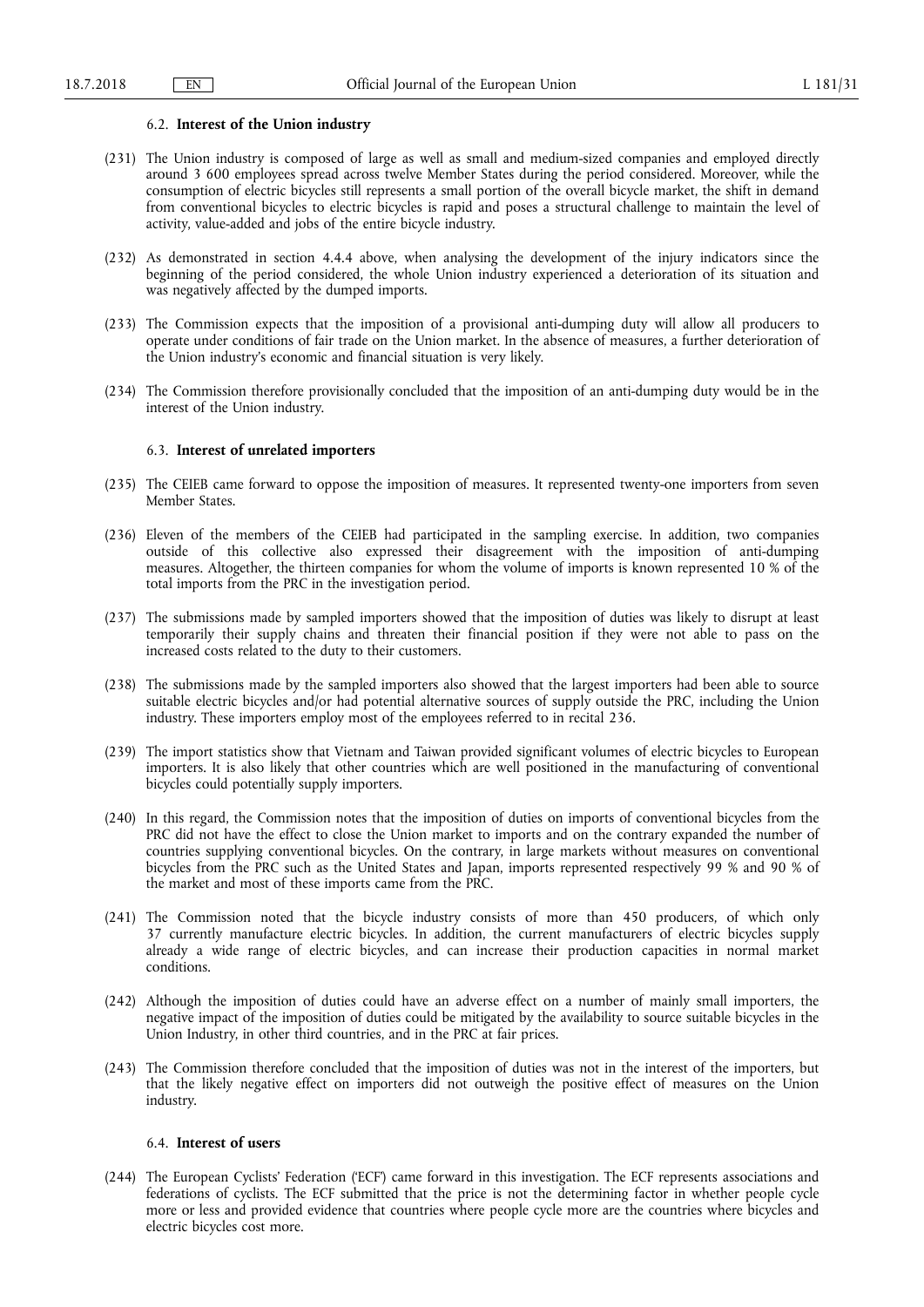### 6.2. **Interest of the Union industry**

(231) The Union industry is composed of large as well as small and medium-sized companies and employed directly around 3 600 employees spread across twelve Member States during the period considered. Moreover, while the consumption of electric bicycles still represents a small portion of the overall bicycle market, the shift in demand from conventional bicycles to electric bicycles is rapid and poses a structural challenge to maintain the level of activity, value-added and jobs of the entire bicycle industry.

(232) As demonstrated in section 4.4.4 above, when analysing the development of the injury indicators since the beginning of the period considered, the whole Union industry experienced a deterioration of its situation and was negatively affected by the dumped imports.

(233) The Commission expects that the imposition of a provisional anti-dumping duty will allow all producers to operate under conditions of fair trade on the Union market. In the absence of measures, a further deterioration of the Union industry's economic and financial situation is very likely.

(234) The Commission therefore provisionally concluded that the imposition of an anti-dumping duty would be in the interest of the Union industry.

### 6.3. **Interest of unrelated importers**

(235) The CEIEB came forward to oppose the imposition of measures. It represented twenty-one importers from seven Member States.

(236) Eleven of the members of the CEIEB had participated in the sampling exercise. In addition, two companies outside of this collective also expressed their disagreement with the imposition of anti-dumping measures. Altogether, the thirteen companies for whom the volume of imports is known represented 10 % of the total imports from the PRC in the investigation period.

(237) The submissions made by sampled importers showed that the imposition of duties was likely to disrupt at least temporarily their supply chains and threaten their financial position if they were not able to pass on the increased costs related to the duty to their customers.

(238) The submissions made by the sampled importers also showed that the largest importers had been able to source suitable electric bicycles and/or had potential alternative sources of supply outside the PRC, including the Union industry. These importers employ most of the employees referred to in recital 236.

(239) The import statistics show that Vietnam and Taiwan provided significant volumes of electric bicycles to European importers. It is also likely that other countries which are well positioned in the manufacturing of conventional bicycles could potentially supply importers.

(240) In this regard, the Commission notes that the imposition of duties on imports of conventional bicycles from the PRC did not have the effect to close the Union market to imports and on the contrary expanded the number of countries supplying conventional bicycles. On the contrary, in large markets without measures on conventional bicycles from the PRC such as the United States and Japan, imports represented respectively 99 % and 90 % of the market and most of these imports came from the PRC.

(241) The Commission noted that the bicycle industry consists of more than 450 producers, of which only 37 currently manufacture electric bicycles. In addition, the current manufacturers of electric bicycles supply already a wide range of electric bicycles, and can increase their production capacities in normal market conditions.

(242) Although the imposition of duties could have an adverse effect on a number of mainly small importers, the negative impact of the imposition of duties could be mitigated by the availability to source suitable bicycles in the Union Industry, in other third countries, and in the PRC at fair prices.

(243) The Commission therefore concluded that the imposition of duties was not in the interest of the importers, but that the likely negative effect on importers did not outweigh the positive effect of measures on the Union industry.

### 6.4. **Interest of users**

(244) The European Cyclists' Federation ('ECF') came forward in this investigation. The ECF represents associations and federations of cyclists. The ECF submitted that the price is not the determining factor in whether people cycle more or less and provided evidence that countries where people cycle more are the countries where bicycles and electric bicycles cost more.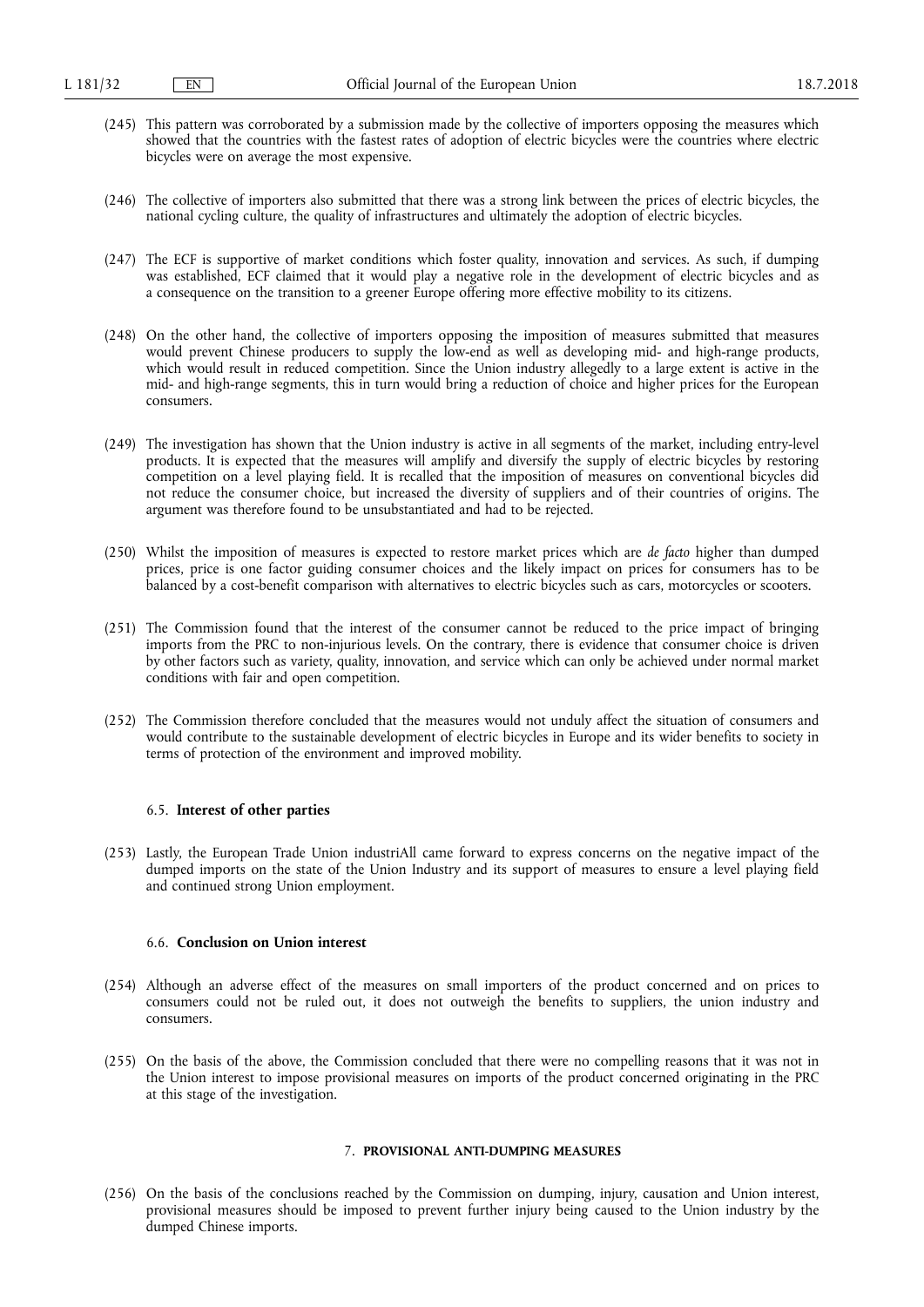(245) This pattern was corroborated by a submission made by the collective of importers opposing the measures which showed that the countries with the fastest rates of adoption of electric bicycles were the countries where electric bicycles were on average the most expensive.

(246) The collective of importers also submitted that there was a strong link between the prices of electric bicycles, the national cycling culture, the quality of infrastructures and ultimately the adoption of electric bicycles.

(247) The ECF is supportive of market conditions which foster quality, innovation and services. As such, if dumping was established, ECF claimed that it would play a negative role in the development of electric bicycles and as a consequence on the transition to a greener Europe offering more effective mobility to its citizens.

(248) On the other hand, the collective of importers opposing the imposition of measures submitted that measures would prevent Chinese producers to supply the low-end as well as developing mid- and high-range products, which would result in reduced competition. Since the Union industry allegedly to a large extent is active in the mid- and high-range segments, this in turn would bring a reduction of choice and higher prices for the European consumers.

(249) The investigation has shown that the Union industry is active in all segments of the market, including entry-level products. It is expected that the measures will amplify and diversify the supply of electric bicycles by restoring competition on a level playing field. It is recalled that the imposition of measures on conventional bicycles did not reduce the consumer choice, but increased the diversity of suppliers and of their countries of origins. The argument was therefore found to be unsubstantiated and had to be rejected.

(250) Whilst the imposition of measures is expected to restore market prices which are *de facto* higher than dumped prices, price is one factor guiding consumer choices and the likely impact on prices for consumers has to be balanced by a cost-benefit comparison with alternatives to electric bicycles such as cars, motorcycles or scooters.

(251) The Commission found that the interest of the consumer cannot be reduced to the price impact of bringing imports from the PRC to non-injurious levels. On the contrary, there is evidence that consumer choice is driven by other factors such as variety, quality, innovation, and service which can only be achieved under normal market conditions with fair and open competition.

(252) The Commission therefore concluded that the measures would not unduly affect the situation of consumers and would contribute to the sustainable development of electric bicycles in Europe and its wider benefits to society in terms of protection of the environment and improved mobility.

### 6.5. **Interest of other parties**

(253) Lastly, the European Trade Union industriAll came forward to express concerns on the negative impact of the dumped imports on the state of the Union Industry and its support of measures to ensure a level playing field and continued strong Union employment.

### 6.6. **Conclusion on Union interest**

(254) Although an adverse effect of the measures on small importers of the product concerned and on prices to consumers could not be ruled out, it does not outweigh the benefits to suppliers, the union industry and consumers.

(255) On the basis of the above, the Commission concluded that there were no compelling reasons that it was not in the Union interest to impose provisional measures on imports of the product concerned originating in the PRC at this stage of the investigation.

## 7. **PROVISIONAL ANTI-DUMPING MEASURES**

(256) On the basis of the conclusions reached by the Commission on dumping, injury, causation and Union interest, provisional measures should be imposed to prevent further injury being caused to the Union industry by the dumped Chinese imports.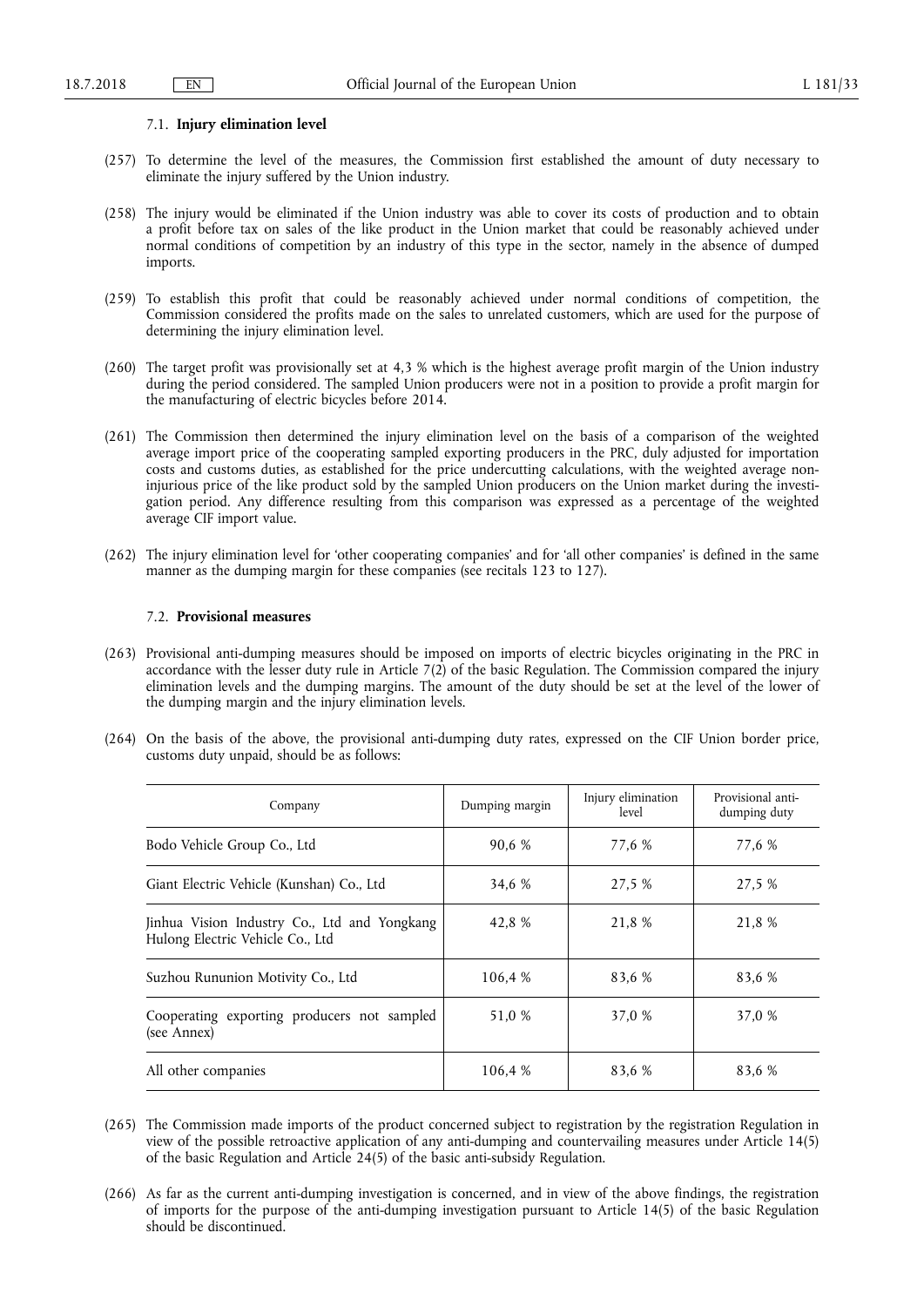### 7.1. **Injury elimination level**

(257) To determine the level of the measures, the Commission first established the amount of duty necessary to eliminate the injury suffered by the Union industry.

(258) The injury would be eliminated if the Union industry was able to cover its costs of production and to obtain a profit before tax on sales of the like product in the Union market that could be reasonably achieved under normal conditions of competition by an industry of this type in the sector, namely in the absence of dumped imports.

(259) To establish this profit that could be reasonably achieved under normal conditions of competition, the Commission considered the profits made on the sales to unrelated customers, which are used for the purpose of determining the injury elimination level.

(260) The target profit was provisionally set at 4,3 % which is the highest average profit margin of the Union industry during the period considered. The sampled Union producers were not in a position to provide a profit margin for the manufacturing of electric bicycles before 2014.

(261) The Commission then determined the injury elimination level on the basis of a comparison of the weighted average import price of the cooperating sampled exporting producers in the PRC, duly adjusted for importation costs and customs duties, as established for the price undercutting calculations, with the weighted average non-injurious price of the like product sold by the sampled Union producers on the Union market during the investigation period. Any difference resulting from this comparison was expressed as a percentage of the weighted average CIF import value.

(262) The injury elimination level for 'other cooperating companies' and for 'all other companies' is defined in the same manner as the dumping margin for these companies (see recitals 123 to 127).

### 7.2. **Provisional measures**

(263) Provisional anti-dumping measures should be imposed on imports of electric bicycles originating in the PRC in accordance with the lesser duty rule in Article 7(2) of the basic Regulation. The Commission compared the injury elimination levels and the dumping margins. The amount of the duty should be set at the level of the lower of the dumping margin and the injury elimination levels.

(264) On the basis of the above, the provisional anti-dumping duty rates, expressed on the CIF Union border price, customs duty unpaid, should be as follows:

| Company | Dumping margin | Injury elimination level | Provisional anti-dumping duty |
|---|---|---|---|
| Bodo Vehicle Group Co., Ltd | 90,6 % | 77,6 % | 77,6 % |
| Giant Electric Vehicle (Kunshan) Co., Ltd | 34,6 % | 27,5 % | 27,5 % |
| Jinhua Vision Industry Co., Ltd and Yongkang Hulong Electric Vehicle Co., Ltd | 42,8 % | 21,8 % | 21,8 % |
| Suzhou Rununion Motivity Co., Ltd | 106,4 % | 83,6 % | 83,6 % |
| Cooperating exporting producers not sampled (see Annex) | 51,0 % | 37,0 % | 37,0 % |
| All other companies | 106,4 % | 83,6 % | 83,6 % |

(265) The Commission made imports of the product concerned subject to registration by the registration Regulation in view of the possible retroactive application of any anti-dumping and countervailing measures under Article 14(5) of the basic Regulation and Article 24(5) of the basic anti-subsidy Regulation.

(266) As far as the current anti-dumping investigation is concerned, and in view of the above findings, the registration of imports for the purpose of the anti-dumping investigation pursuant to Article 14(5) of the basic Regulation should be discontinued.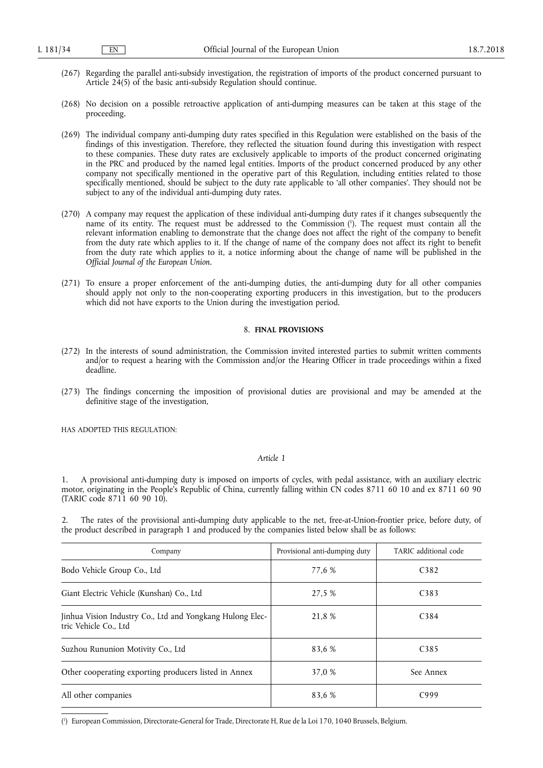(267) Regarding the parallel anti-subsidy investigation, the registration of imports of the product concerned pursuant to Article 24(5) of the basic anti-subsidy Regulation should continue.

(268) No decision on a possible retroactive application of anti-dumping measures can be taken at this stage of the proceeding.

(269) The individual company anti-dumping duty rates specified in this Regulation were established on the basis of the findings of this investigation. Therefore, they reflected the situation found during this investigation with respect to these companies. These duty rates are exclusively applicable to imports of the product concerned originating in the PRC and produced by the named legal entities. Imports of the product concerned produced by any other company not specifically mentioned in the operative part of this Regulation, including entities related to those specifically mentioned, should be subject to the duty rate applicable to 'all other companies'. They should not be subject to any of the individual anti-dumping duty rates.

(270) A company may request the application of these individual anti-dumping duty rates if it changes subsequently the name of its entity. The request must be addressed to the Commission [1]. The request must contain all the relevant information enabling to demonstrate that the change does not affect the right of the company to benefit from the duty rate which applies to it. If the change of name of the company does not affect its right to benefit from the duty rate which applies to it, a notice informing about the change of name will be published in the *Official Journal of the European Union*.

(271) To ensure a proper enforcement of the anti-dumping duties, the anti-dumping duty for all other companies should apply not only to the non-cooperating exporting producers in this investigation, but to the producers which did not have exports to the Union during the investigation period.

## 8. FINAL PROVISIONS

(272) In the interests of sound administration, the Commission invited interested parties to submit written comments and/or to request a hearing with the Commission and/or the Hearing Officer in trade proceedings within a fixed deadline.

(273) The findings concerning the imposition of provisional duties are provisional and may be amended at the definitive stage of the investigation,

HAS ADOPTED THIS REGULATION:

*Article 1*

1. A provisional anti-dumping duty is imposed on imports of cycles, with pedal assistance, with an auxiliary electric motor, originating in the People's Republic of China, currently falling within CN codes 8711 60 10 and ex 8711 60 90 (TARIC code 8711 60 90 10).

2. The rates of the provisional anti-dumping duty applicable to the net, free-at-Union-frontier price, before duty, of the product described in paragraph 1 and produced by the companies listed below shall be as follows:

| Company | Provisional anti-dumping duty | TARIC additional code |
|---|---|---|
| Bodo Vehicle Group Co., Ltd | 77,6 % | C382 |
| Giant Electric Vehicle (Kunshan) Co., Ltd | 27,5 % | C383 |
| Jinhua Vision Industry Co., Ltd and Yongkang Hulong Electric Vehicle Co., Ltd | 21,8 % | C384 |
| Suzhou Rununion Motivity Co., Ltd | 83,6 % | C385 |
| Other cooperating exporting producers listed in Annex | 37,0 % | See Annex |
| All other companies | 83,6 % | C999 |

[1] European Commission, Directorate-General for Trade, Directorate H, Rue de la Loi 170, 1040 Brussels, Belgium.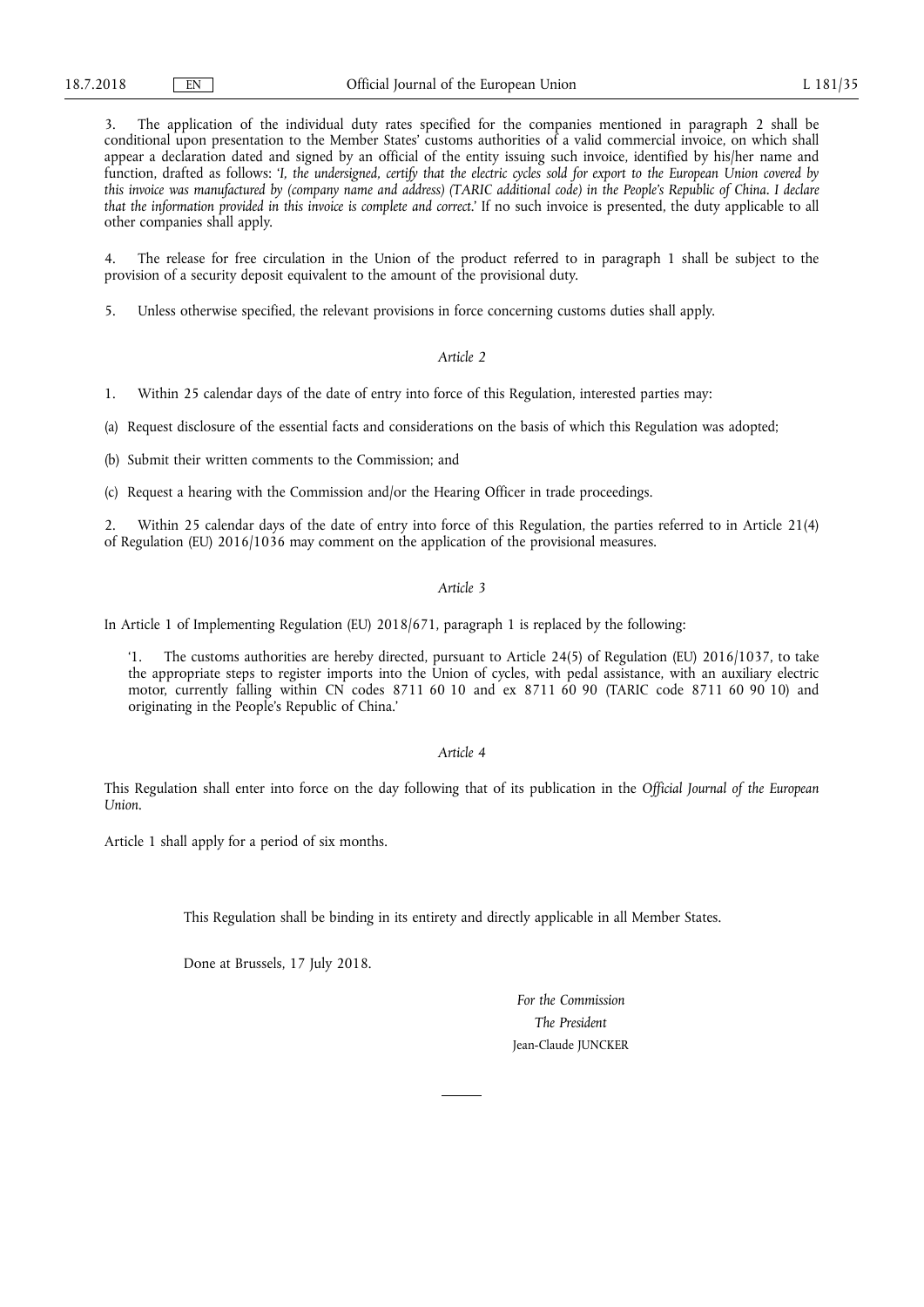3. The application of the individual duty rates specified for the companies mentioned in paragraph 2 shall be conditional upon presentation to the Member States' customs authorities of a valid commercial invoice, on which shall appear a declaration dated and signed by an official of the entity issuing such invoice, identified by his/her name and function, drafted as follows: '*I, the undersigned, certify that the electric cycles sold for export to the European Union covered by this invoice was manufactured by (company name and address) (TARIC additional code) in the People's Republic of China. I declare that the information provided in this invoice is complete and correct.*' If no such invoice is presented, the duty applicable to all other companies shall apply.

4. The release for free circulation in the Union of the product referred to in paragraph 1 shall be subject to the provision of a security deposit equivalent to the amount of the provisional duty.

5. Unless otherwise specified, the relevant provisions in force concerning customs duties shall apply.

*Article 2*

1. Within 25 calendar days of the date of entry into force of this Regulation, interested parties may:

(a) Request disclosure of the essential facts and considerations on the basis of which this Regulation was adopted;

(b) Submit their written comments to the Commission; and

(c) Request a hearing with the Commission and/or the Hearing Officer in trade proceedings.

2. Within 25 calendar days of the date of entry into force of this Regulation, the parties referred to in Article 21(4) of Regulation (EU) 2016/1036 may comment on the application of the provisional measures.

*Article 3*

In Article 1 of Implementing Regulation (EU) 2018/671, paragraph 1 is replaced by the following:

'1. The customs authorities are hereby directed, pursuant to Article 24(5) of Regulation (EU) 2016/1037, to take the appropriate steps to register imports into the Union of cycles, with pedal assistance, with an auxiliary electric motor, currently falling within CN codes 8711 60 10 and ex 8711 60 90 (TARIC code 8711 60 90 10) and originating in the People's Republic of China.'

*Article 4*

This Regulation shall enter into force on the day following that of its publication in the *Official Journal of the European Union*.

Article 1 shall apply for a period of six months.

This Regulation shall be binding in its entirety and directly applicable in all Member States.

Done at Brussels, 17 July 2018.

*For the Commission*

*The President*

Jean-Claude JUNCKER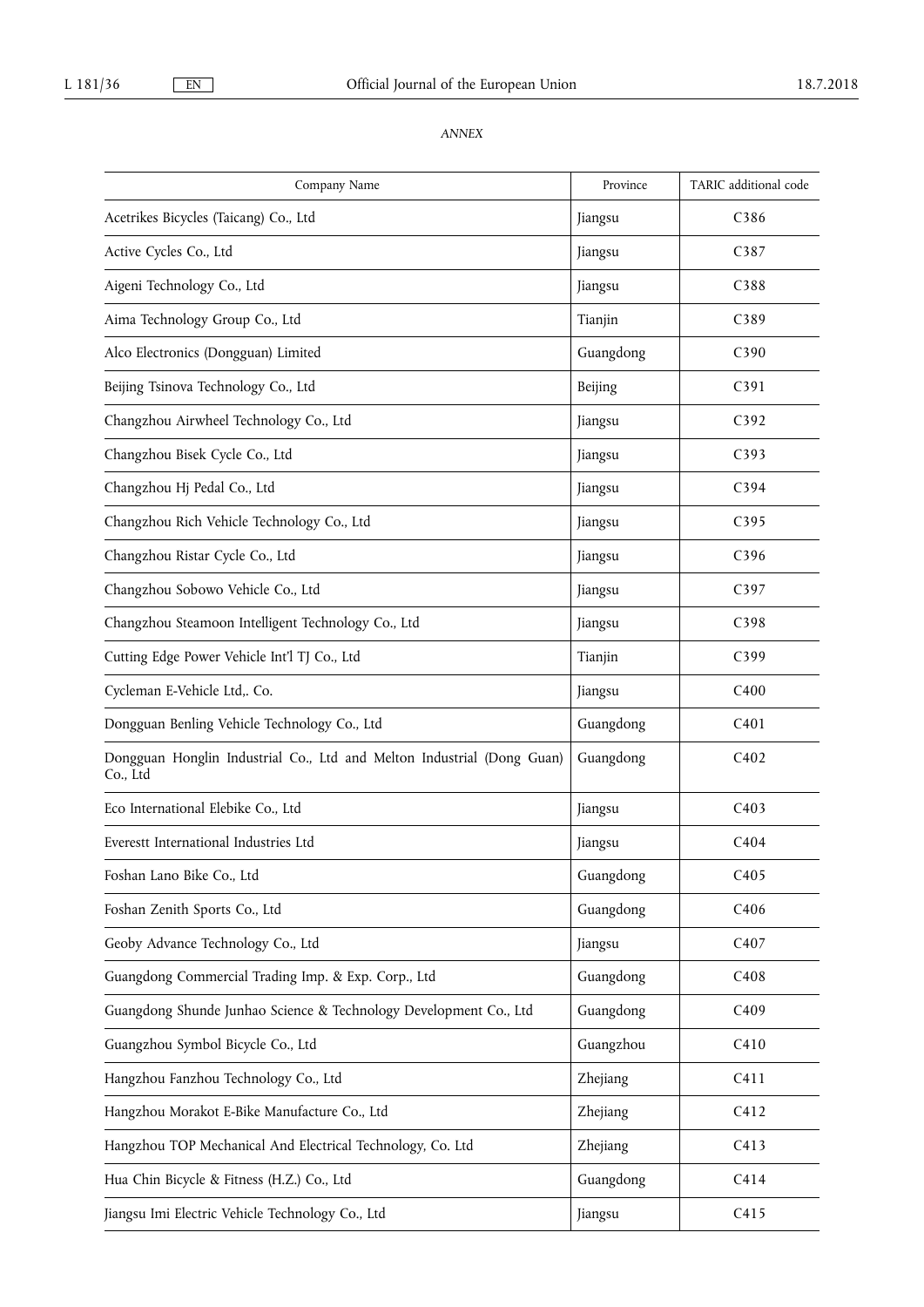*ANNEX*

| Company Name | Province | TARIC additional code |
|---|---|---|
| Acetrikes Bicycles (Taicang) Co., Ltd | Jiangsu | C386 |
| Active Cycles Co., Ltd | Jiangsu | C387 |
| Aigeni Technology Co., Ltd | Jiangsu | C388 |
| Aima Technology Group Co., Ltd | Tianjin | C389 |
| Alco Electronics (Dongguan) Limited | Guangdong | C390 |
| Beijing Tsinova Technology Co., Ltd | Beijing | C391 |
| Changzhou Airwheel Technology Co., Ltd | Jiangsu | C392 |
| Changzhou Bisek Cycle Co., Ltd | Jiangsu | C393 |
| Changzhou Hj Pedal Co., Ltd | Jiangsu | C394 |
| Changzhou Rich Vehicle Technology Co., Ltd | Jiangsu | C395 |
| Changzhou Ristar Cycle Co., Ltd | Jiangsu | C396 |
| Changzhou Sobowo Vehicle Co., Ltd | Jiangsu | C397 |
| Changzhou Steamoon Intelligent Technology Co., Ltd | Jiangsu | C398 |
| Cutting Edge Power Vehicle Int'l TJ Co., Ltd | Tianjin | C399 |
| Cycleman E-Vehicle Ltd,. Co. | Jiangsu | C400 |
| Dongguan Benling Vehicle Technology Co., Ltd | Guangdong | C401 |
| Dongguan Honglin Industrial Co., Ltd and Melton Industrial (Dong Guan) Co., Ltd | Guangdong | C402 |
| Eco International Elebike Co., Ltd | Jiangsu | C403 |
| Everestt International Industries Ltd | Jiangsu | C404 |
| Foshan Lano Bike Co., Ltd | Guangdong | C405 |
| Foshan Zenith Sports Co., Ltd | Guangdong | C406 |
| Geoby Advance Technology Co., Ltd | Jiangsu | C407 |
| Guangdong Commercial Trading Imp. & Exp. Corp., Ltd | Guangdong | C408 |
| Guangdong Shunde Junhao Science & Technology Development Co., Ltd | Guangdong | C409 |
| Guangzhou Symbol Bicycle Co., Ltd | Guangzhou | C410 |
| Hangzhou Fanzhou Technology Co., Ltd | Zhejiang | C411 |
| Hangzhou Morakot E-Bike Manufacture Co., Ltd | Zhejiang | C412 |
| Hangzhou TOP Mechanical And Electrical Technology, Co. Ltd | Zhejiang | C413 |
| Hua Chin Bicycle & Fitness (H.Z.) Co., Ltd | Guangdong | C414 |
| Jiangsu Imi Electric Vehicle Technology Co., Ltd | Jiangsu | C415 |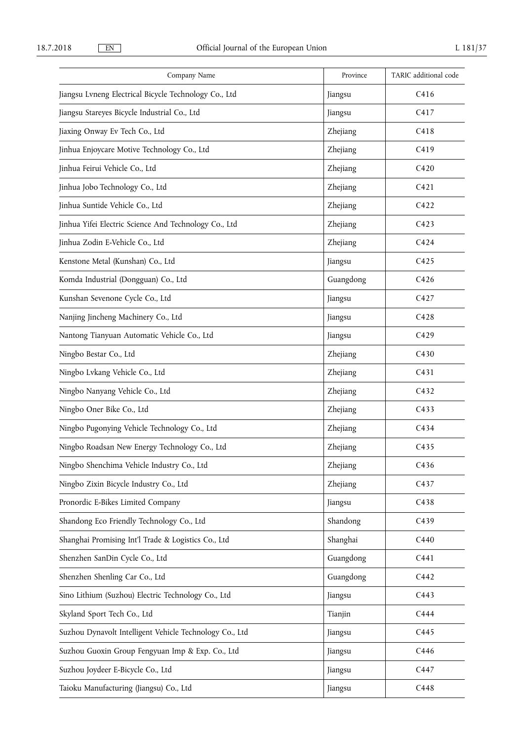| Company Name | Province | TARIC additional code |
|---|---|---|
| Jiangsu Lvneng Electrical Bicycle Technology Co., Ltd | Jiangsu | C416 |
| Jiangsu Stareyes Bicycle Industrial Co., Ltd | Jiangsu | C417 |
| Jiaxing Onway Ev Tech Co., Ltd | Zhejiang | C418 |
| Jinhua Enjoycare Motive Technology Co., Ltd | Zhejiang | C419 |
| Jinhua Feirui Vehicle Co., Ltd | Zhejiang | C420 |
| Jinhua Jobo Technology Co., Ltd | Zhejiang | C421 |
| Jinhua Suntide Vehicle Co., Ltd | Zhejiang | C422 |
| Jinhua Yifei Electric Science And Technology Co., Ltd | Zhejiang | C423 |
| Jinhua Zodin E-Vehicle Co., Ltd | Zhejiang | C424 |
| Kenstone Metal (Kunshan) Co., Ltd | Jiangsu | C425 |
| Komda Industrial (Dongguan) Co., Ltd | Guangdong | C426 |
| Kunshan Sevenone Cycle Co., Ltd | Jiangsu | C427 |
| Nanjing Jincheng Machinery Co., Ltd | Jiangsu | C428 |
| Nantong Tianyuan Automatic Vehicle Co., Ltd | Jiangsu | C429 |
| Ningbo Bestar Co., Ltd | Zhejiang | C430 |
| Ningbo Lvkang Vehicle Co., Ltd | Zhejiang | C431 |
| Ningbo Nanyang Vehicle Co., Ltd | Zhejiang | C432 |
| Ningbo Oner Bike Co., Ltd | Zhejiang | C433 |
| Ningbo Pugonying Vehicle Technology Co., Ltd | Zhejiang | C434 |
| Ningbo Roadsan New Energy Technology Co., Ltd | Zhejiang | C435 |
| Ningbo Shenchima Vehicle Industry Co., Ltd | Zhejiang | C436 |
| Ningbo Zixin Bicycle Industry Co., Ltd | Zhejiang | C437 |
| Pronordic E-Bikes Limited Company | Jiangsu | C438 |
| Shandong Eco Friendly Technology Co., Ltd | Shandong | C439 |
| Shanghai Promising Int'l Trade & Logistics Co., Ltd | Shanghai | C440 |
| Shenzhen SanDin Cycle Co., Ltd | Guangdong | C441 |
| Shenzhen Shenling Car Co., Ltd | Guangdong | C442 |
| Sino Lithium (Suzhou) Electric Technology Co., Ltd | Jiangsu | C443 |
| Skyland Sport Tech Co., Ltd | Tianjin | C444 |
| Suzhou Dynavolt Intelligent Vehicle Technology Co., Ltd | Jiangsu | C445 |
| Suzhou Guoxin Group Fengyuan Imp & Exp. Co., Ltd | Jiangsu | C446 |
| Suzhou Joydeer E-Bicycle Co., Ltd | Jiangsu | C447 |
| Taioku Manufacturing (Jiangsu) Co., Ltd | Jiangsu | C448 |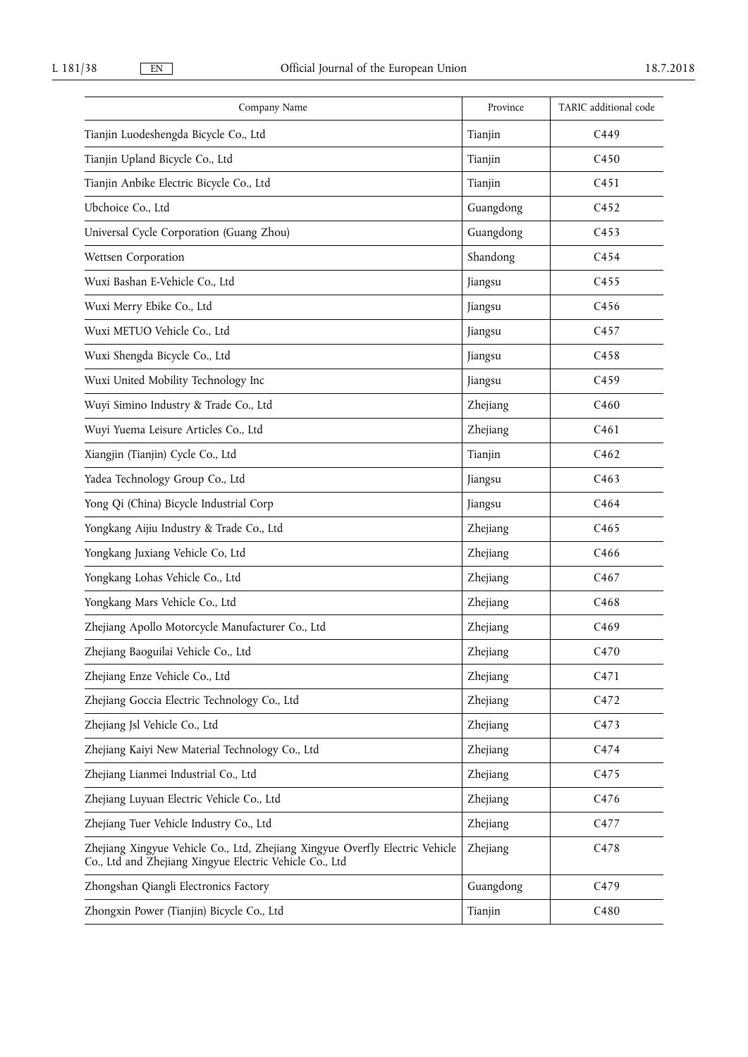| Company Name | Province | TARIC additional code |
|---|---|---|
| Tianjin Luodeshengda Bicycle Co., Ltd | Tianjin | C449 |
| Tianjin Upland Bicycle Co., Ltd | Tianjin | C450 |
| Tianjin Anbike Electric Bicycle Co., Ltd | Tianjin | C451 |
| Ubchoice Co., Ltd | Guangdong | C452 |
| Universal Cycle Corporation (Guang Zhou) | Guangdong | C453 |
| Wettsen Corporation | Shandong | C454 |
| Wuxi Bashan E-Vehicle Co., Ltd | Jiangsu | C455 |
| Wuxi Merry Ebike Co., Ltd | Jiangsu | C456 |
| Wuxi METUO Vehicle Co., Ltd | Jiangsu | C457 |
| Wuxi Shengda Bicycle Co., Ltd | Jiangsu | C458 |
| Wuxi United Mobility Technology Inc | Jiangsu | C459 |
| Wuyi Simino Industry & Trade Co., Ltd | Zhejiang | C460 |
| Wuyi Yuema Leisure Articles Co., Ltd | Zhejiang | C461 |
| Xiangjin (Tianjin) Cycle Co., Ltd | Tianjin | C462 |
| Yadea Technology Group Co., Ltd | Jiangsu | C463 |
| Yong Qi (China) Bicycle Industrial Corp | Jiangsu | C464 |
| Yongkang Aijiu Industry & Trade Co., Ltd | Zhejiang | C465 |
| Yongkang Juxiang Vehicle Co, Ltd | Zhejiang | C466 |
| Yongkang Lohas Vehicle Co., Ltd | Zhejiang | C467 |
| Yongkang Mars Vehicle Co., Ltd | Zhejiang | C468 |
| Zhejiang Apollo Motorcycle Manufacturer Co., Ltd | Zhejiang | C469 |
| Zhejiang Baoguilai Vehicle Co., Ltd | Zhejiang | C470 |
| Zhejiang Enze Vehicle Co., Ltd | Zhejiang | C471 |
| Zhejiang Goccia Electric Technology Co., Ltd | Zhejiang | C472 |
| Zhejiang Jsl Vehicle Co., Ltd | Zhejiang | C473 |
| Zhejiang Kaiyi New Material Technology Co., Ltd | Zhejiang | C474 |
| Zhejiang Lianmei Industrial Co., Ltd | Zhejiang | C475 |
| Zhejiang Luyuan Electric Vehicle Co., Ltd | Zhejiang | C476 |
| Zhejiang Tuer Vehicle Industry Co., Ltd | Zhejiang | C477 |
| Zhejiang Xingyue Vehicle Co., Ltd, Zhejiang Xingyue Overfly Electric Vehicle Co., Ltd and Zhejiang Xingyue Electric Vehicle Co., Ltd | Zhejiang | C478 |
| Zhongshan Qiangli Electronics Factory | Guangdong | C479 |
| Zhongxin Power (Tianjin) Bicycle Co., Ltd | Tianjin | C480 |